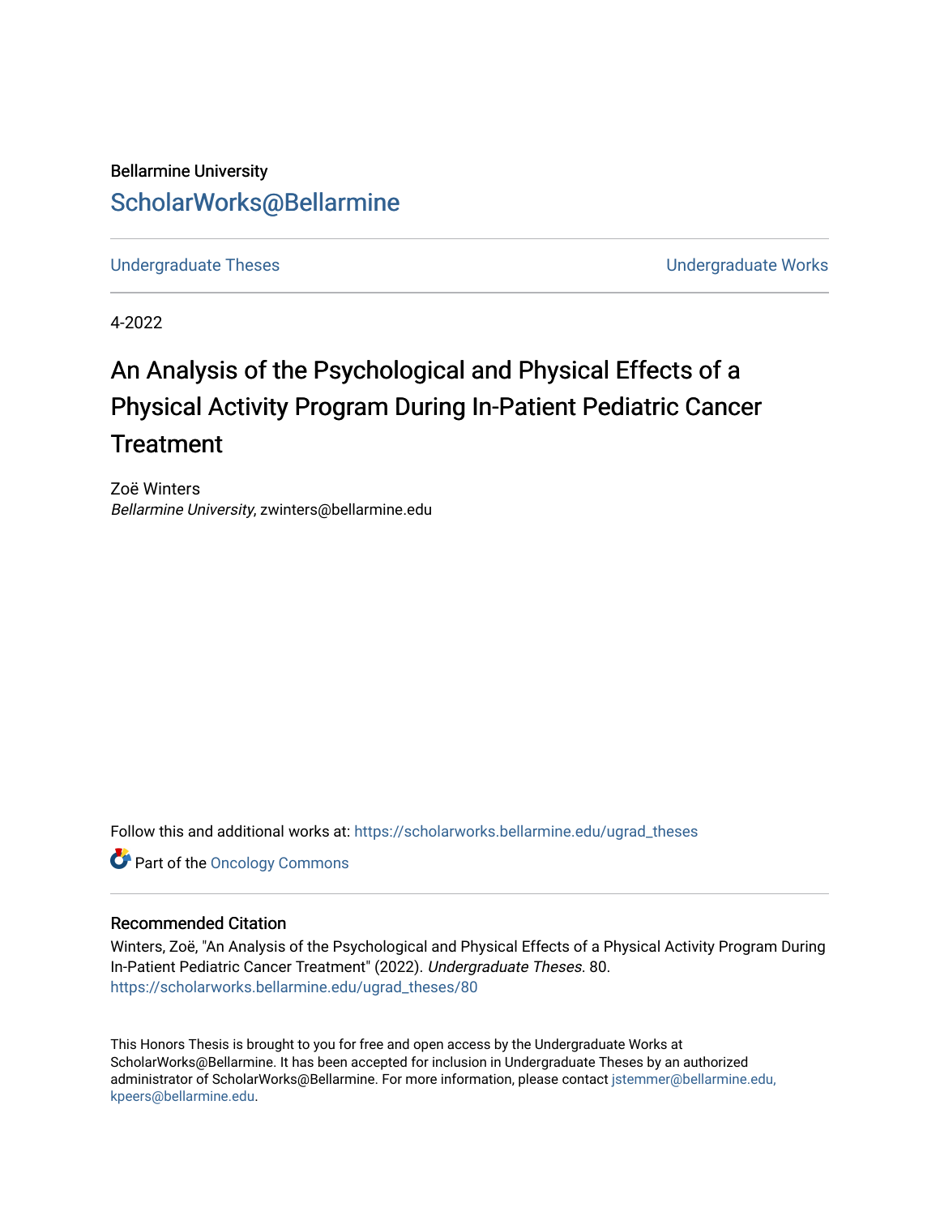Bellarmine University

## ScholarWorks@Bellarmine

Undergraduate Theses | Undergraduate Works

4-2022

# An Analysis of the Psychological and Physical Effects of a Physical Activity Program During In-Patient Pediatric Cancer Treatment

Zoë Winters
*Bellarmine University*, zwinters@bellarmine.edu

Follow this and additional works at: https://scholarworks.bellarmine.edu/ugrad_theses

Part of the Oncology Commons

### Recommended Citation

Winters, Zoë, "An Analysis of the Psychological and Physical Effects of a Physical Activity Program During In-Patient Pediatric Cancer Treatment" (2022). *Undergraduate Theses*. 80.
https://scholarworks.bellarmine.edu/ugrad_theses/80

This Honors Thesis is brought to you for free and open access by the Undergraduate Works at ScholarWorks@Bellarmine. It has been accepted for inclusion in Undergraduate Theses by an authorized administrator of ScholarWorks@Bellarmine. For more information, please contact jstemmer@bellarmine.edu, kpeers@bellarmine.edu.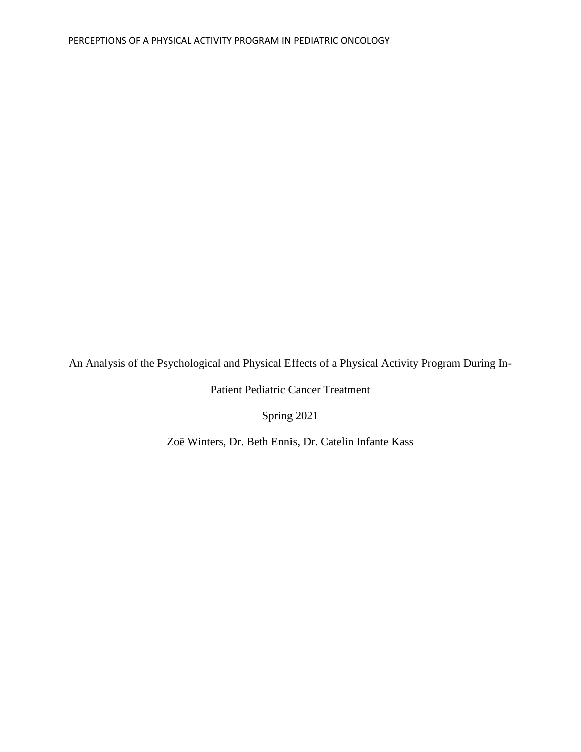An Analysis of the Psychological and Physical Effects of a Physical Activity Program During In-Patient Pediatric Cancer Treatment

Spring 2021

Zoë Winters, Dr. Beth Ennis, Dr. Catelin Infante Kass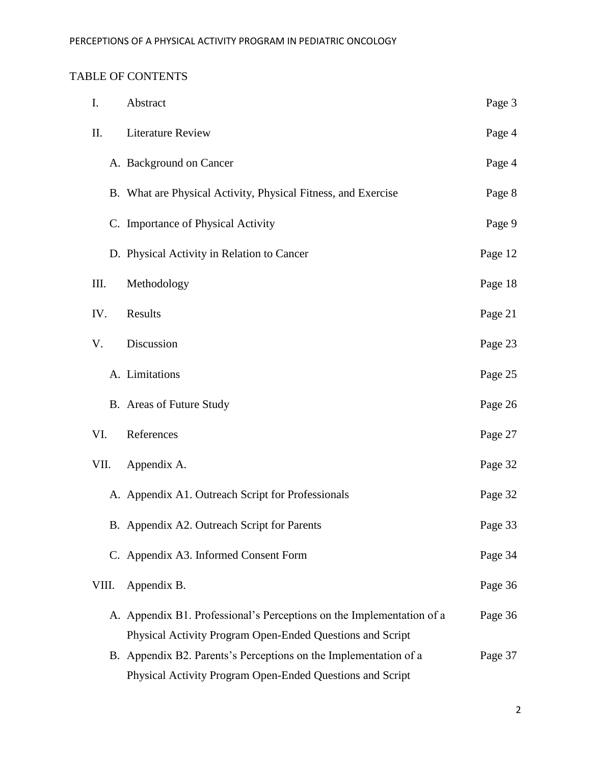# TABLE OF CONTENTS

| | | |
|---|---|---|
| I. | Abstract | Page 3 |
| II. | Literature Review | Page 4 |
| | A. Background on Cancer | Page 4 |
| | B. What are Physical Activity, Physical Fitness, and Exercise | Page 8 |
| | C. Importance of Physical Activity | Page 9 |
| | D. Physical Activity in Relation to Cancer | Page 12 |
| III. | Methodology | Page 18 |
| IV. | Results | Page 21 |
| V. | Discussion | Page 23 |
| | A. Limitations | Page 25 |
| | B. Areas of Future Study | Page 26 |
| VI. | References | Page 27 |
| VII. | Appendix A. | Page 32 |
| | A. Appendix A1. Outreach Script for Professionals | Page 32 |
| | B. Appendix A2. Outreach Script for Parents | Page 33 |
| | C. Appendix A3. Informed Consent Form | Page 34 |
| VIII. | Appendix B. | Page 36 |
| | A. Appendix B1. Professional's Perceptions on the Implementation of a Physical Activity Program Open-Ended Questions and Script | Page 36 |
| | B. Appendix B2. Parents's Perceptions on the Implementation of a Physical Activity Program Open-Ended Questions and Script | Page 37 |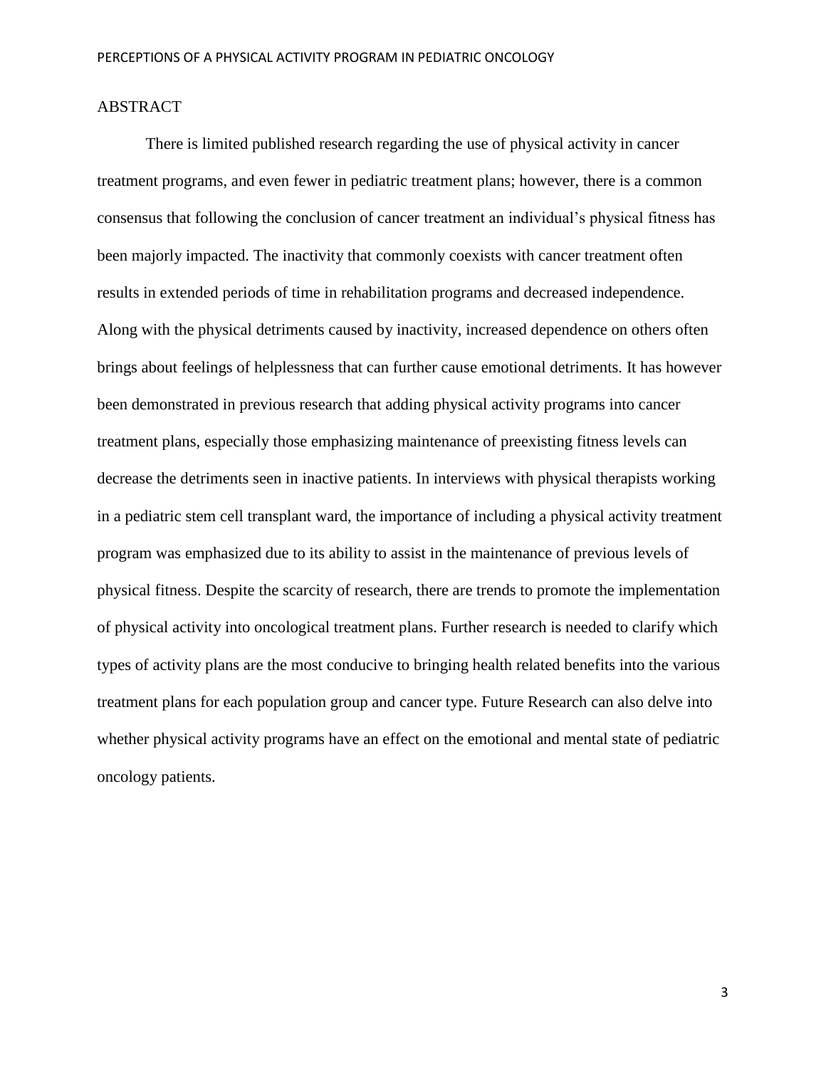## ABSTRACT

There is limited published research regarding the use of physical activity in cancer treatment programs, and even fewer in pediatric treatment plans; however, there is a common consensus that following the conclusion of cancer treatment an individual's physical fitness has been majorly impacted. The inactivity that commonly coexists with cancer treatment often results in extended periods of time in rehabilitation programs and decreased independence. Along with the physical detriments caused by inactivity, increased dependence on others often brings about feelings of helplessness that can further cause emotional detriments. It has however been demonstrated in previous research that adding physical activity programs into cancer treatment plans, especially those emphasizing maintenance of preexisting fitness levels can decrease the detriments seen in inactive patients. In interviews with physical therapists working in a pediatric stem cell transplant ward, the importance of including a physical activity treatment program was emphasized due to its ability to assist in the maintenance of previous levels of physical fitness. Despite the scarcity of research, there are trends to promote the implementation of physical activity into oncological treatment plans. Further research is needed to clarify which types of activity plans are the most conducive to bringing health related benefits into the various treatment plans for each population group and cancer type. Future Research can also delve into whether physical activity programs have an effect on the emotional and mental state of pediatric oncology patients.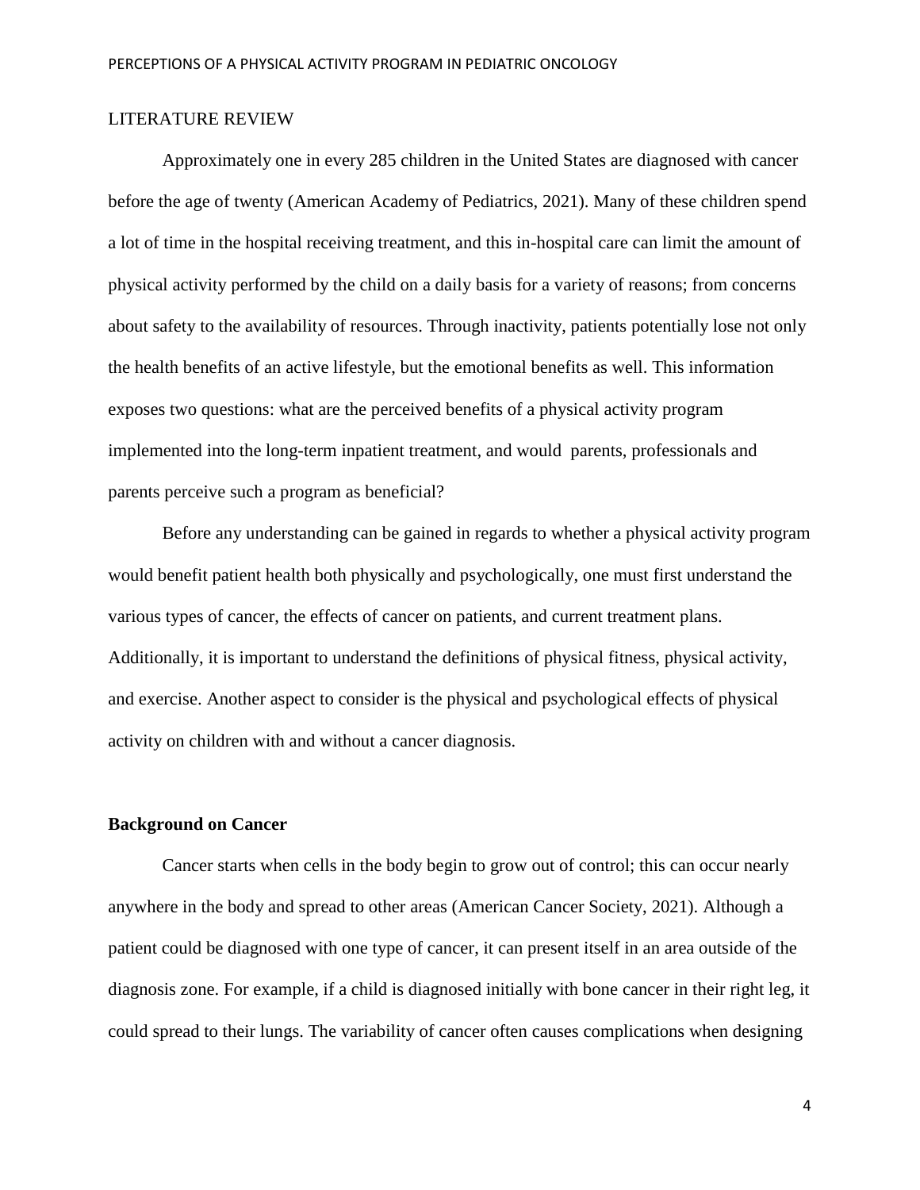## LITERATURE REVIEW

Approximately one in every 285 children in the United States are diagnosed with cancer before the age of twenty (American Academy of Pediatrics, 2021). Many of these children spend a lot of time in the hospital receiving treatment, and this in-hospital care can limit the amount of physical activity performed by the child on a daily basis for a variety of reasons; from concerns about safety to the availability of resources. Through inactivity, patients potentially lose not only the health benefits of an active lifestyle, but the emotional benefits as well. This information exposes two questions: what are the perceived benefits of a physical activity program implemented into the long-term inpatient treatment, and would parents, professionals and parents perceive such a program as beneficial?

Before any understanding can be gained in regards to whether a physical activity program would benefit patient health both physically and psychologically, one must first understand the various types of cancer, the effects of cancer on patients, and current treatment plans. Additionally, it is important to understand the definitions of physical fitness, physical activity, and exercise. Another aspect to consider is the physical and psychological effects of physical activity on children with and without a cancer diagnosis.

### Background on Cancer

Cancer starts when cells in the body begin to grow out of control; this can occur nearly anywhere in the body and spread to other areas (American Cancer Society, 2021). Although a patient could be diagnosed with one type of cancer, it can present itself in an area outside of the diagnosis zone. For example, if a child is diagnosed initially with bone cancer in their right leg, it could spread to their lungs. The variability of cancer often causes complications when designing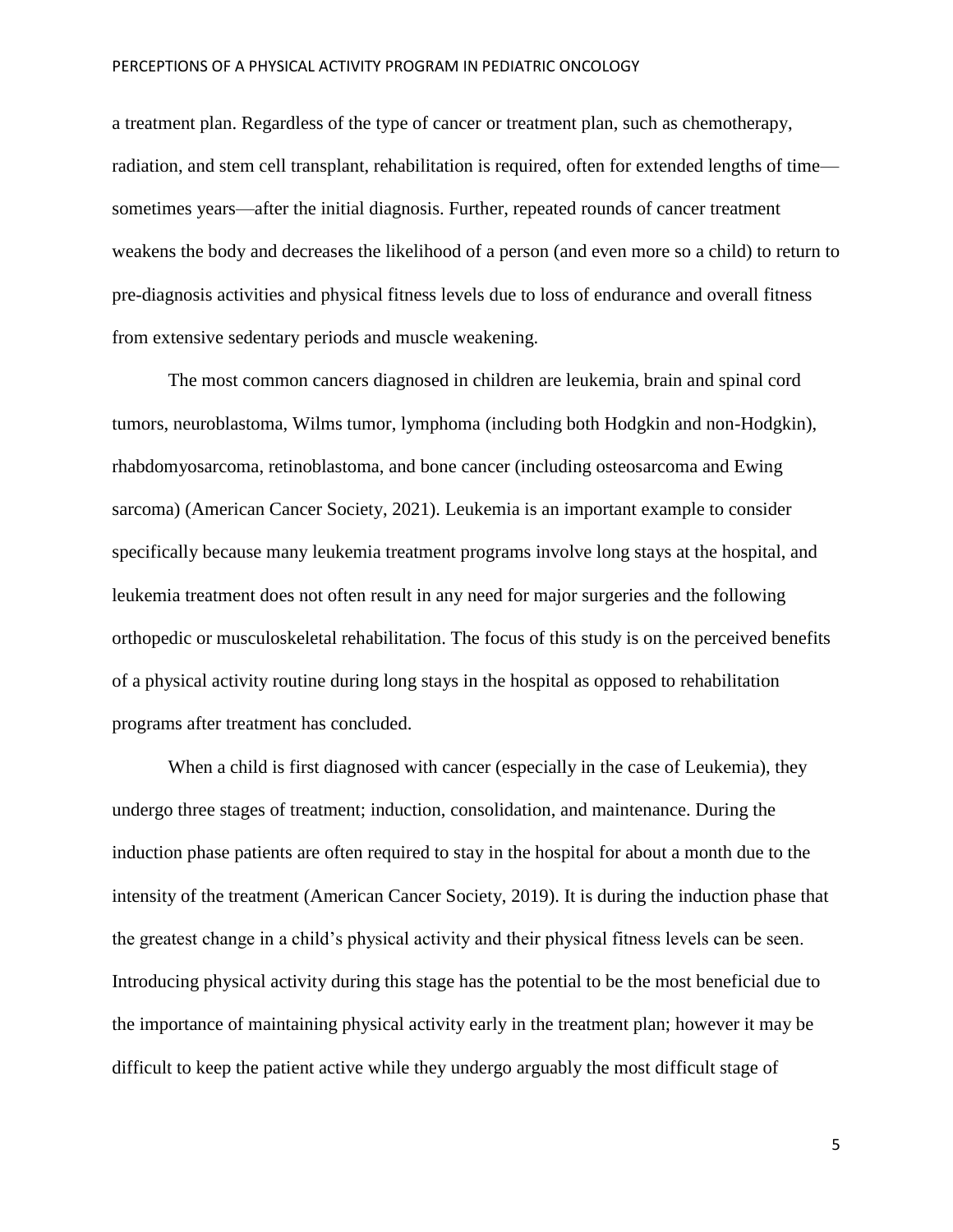a treatment plan. Regardless of the type of cancer or treatment plan, such as chemotherapy, radiation, and stem cell transplant, rehabilitation is required, often for extended lengths of time—sometimes years—after the initial diagnosis. Further, repeated rounds of cancer treatment weakens the body and decreases the likelihood of a person (and even more so a child) to return to pre-diagnosis activities and physical fitness levels due to loss of endurance and overall fitness from extensive sedentary periods and muscle weakening.

The most common cancers diagnosed in children are leukemia, brain and spinal cord tumors, neuroblastoma, Wilms tumor, lymphoma (including both Hodgkin and non-Hodgkin), rhabdomyosarcoma, retinoblastoma, and bone cancer (including osteosarcoma and Ewing sarcoma) (American Cancer Society, 2021). Leukemia is an important example to consider specifically because many leukemia treatment programs involve long stays at the hospital, and leukemia treatment does not often result in any need for major surgeries and the following orthopedic or musculoskeletal rehabilitation. The focus of this study is on the perceived benefits of a physical activity routine during long stays in the hospital as opposed to rehabilitation programs after treatment has concluded.

When a child is first diagnosed with cancer (especially in the case of Leukemia), they undergo three stages of treatment; induction, consolidation, and maintenance. During the induction phase patients are often required to stay in the hospital for about a month due to the intensity of the treatment (American Cancer Society, 2019). It is during the induction phase that the greatest change in a child's physical activity and their physical fitness levels can be seen. Introducing physical activity during this stage has the potential to be the most beneficial due to the importance of maintaining physical activity early in the treatment plan; however it may be difficult to keep the patient active while they undergo arguably the most difficult stage of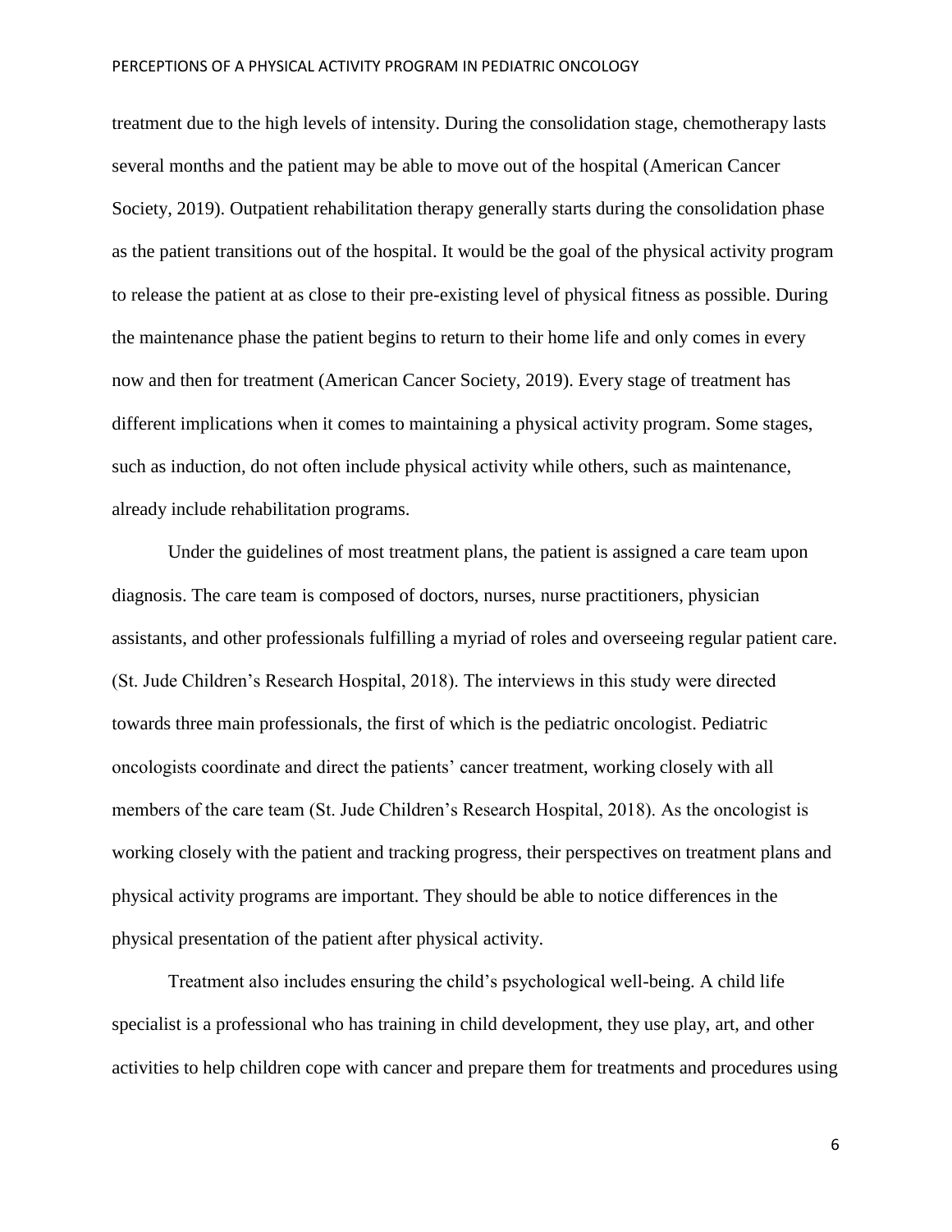treatment due to the high levels of intensity. During the consolidation stage, chemotherapy lasts several months and the patient may be able to move out of the hospital (American Cancer Society, 2019). Outpatient rehabilitation therapy generally starts during the consolidation phase as the patient transitions out of the hospital. It would be the goal of the physical activity program to release the patient at as close to their pre-existing level of physical fitness as possible. During the maintenance phase the patient begins to return to their home life and only comes in every now and then for treatment (American Cancer Society, 2019). Every stage of treatment has different implications when it comes to maintaining a physical activity program. Some stages, such as induction, do not often include physical activity while others, such as maintenance, already include rehabilitation programs.

Under the guidelines of most treatment plans, the patient is assigned a care team upon diagnosis. The care team is composed of doctors, nurses, nurse practitioners, physician assistants, and other professionals fulfilling a myriad of roles and overseeing regular patient care. (St. Jude Children's Research Hospital, 2018). The interviews in this study were directed towards three main professionals, the first of which is the pediatric oncologist. Pediatric oncologists coordinate and direct the patients' cancer treatment, working closely with all members of the care team (St. Jude Children's Research Hospital, 2018). As the oncologist is working closely with the patient and tracking progress, their perspectives on treatment plans and physical activity programs are important. They should be able to notice differences in the physical presentation of the patient after physical activity.

Treatment also includes ensuring the child's psychological well-being. A child life specialist is a professional who has training in child development, they use play, art, and other activities to help children cope with cancer and prepare them for treatments and procedures using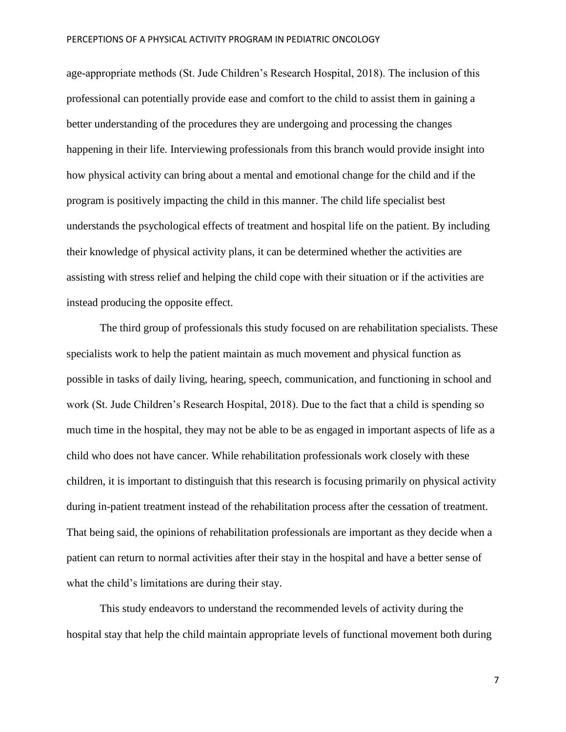age-appropriate methods (St. Jude Children's Research Hospital, 2018). The inclusion of this professional can potentially provide ease and comfort to the child to assist them in gaining a better understanding of the procedures they are undergoing and processing the changes happening in their life. Interviewing professionals from this branch would provide insight into how physical activity can bring about a mental and emotional change for the child and if the program is positively impacting the child in this manner. The child life specialist best understands the psychological effects of treatment and hospital life on the patient. By including their knowledge of physical activity plans, it can be determined whether the activities are assisting with stress relief and helping the child cope with their situation or if the activities are instead producing the opposite effect.

The third group of professionals this study focused on are rehabilitation specialists. These specialists work to help the patient maintain as much movement and physical function as possible in tasks of daily living, hearing, speech, communication, and functioning in school and work (St. Jude Children's Research Hospital, 2018). Due to the fact that a child is spending so much time in the hospital, they may not be able to be as engaged in important aspects of life as a child who does not have cancer. While rehabilitation professionals work closely with these children, it is important to distinguish that this research is focusing primarily on physical activity during in-patient treatment instead of the rehabilitation process after the cessation of treatment. That being said, the opinions of rehabilitation professionals are important as they decide when a patient can return to normal activities after their stay in the hospital and have a better sense of what the child's limitations are during their stay.

This study endeavors to understand the recommended levels of activity during the hospital stay that help the child maintain appropriate levels of functional movement both during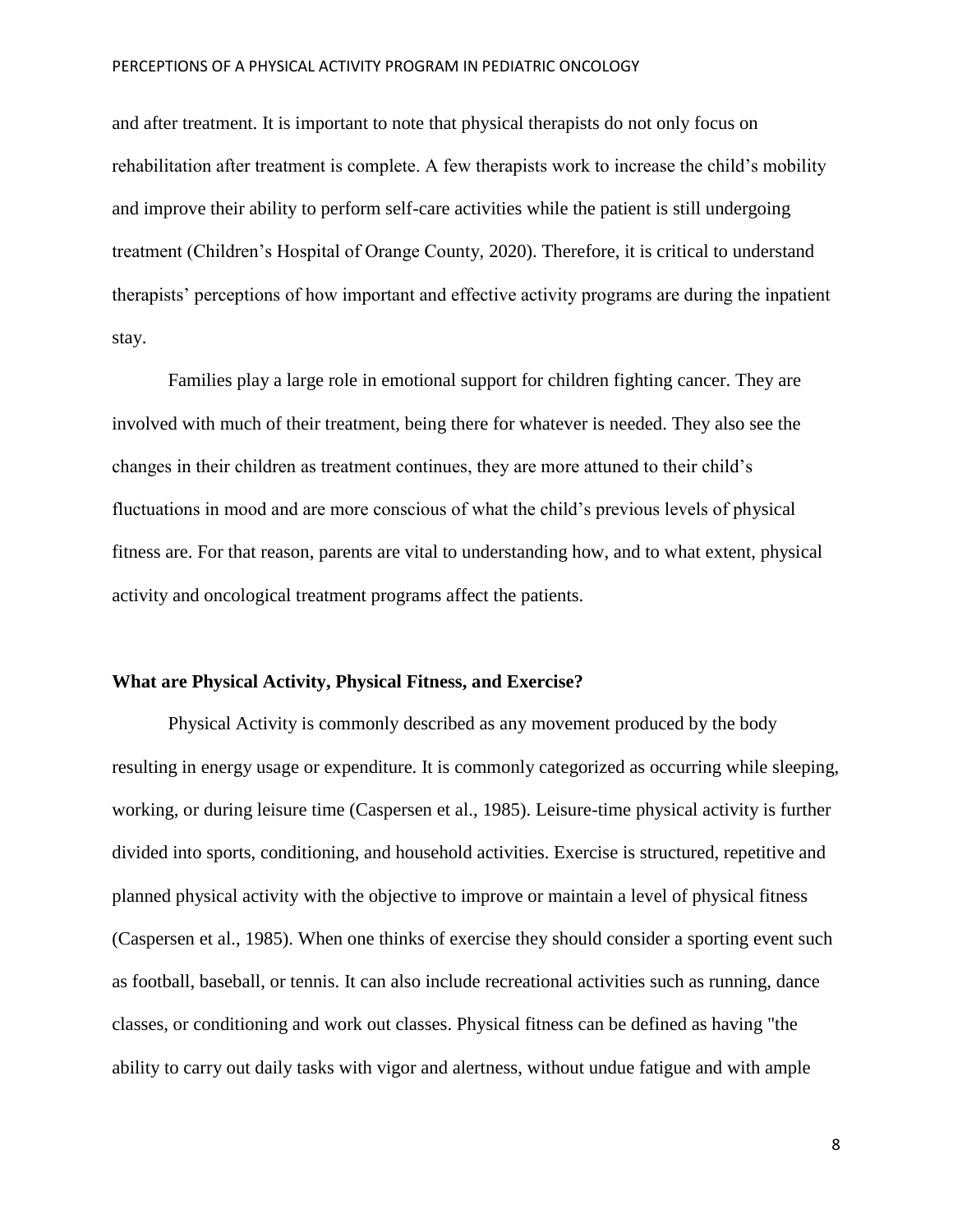and after treatment. It is important to note that physical therapists do not only focus on rehabilitation after treatment is complete. A few therapists work to increase the child's mobility and improve their ability to perform self-care activities while the patient is still undergoing treatment (Children's Hospital of Orange County, 2020). Therefore, it is critical to understand therapists' perceptions of how important and effective activity programs are during the inpatient stay.

Families play a large role in emotional support for children fighting cancer. They are involved with much of their treatment, being there for whatever is needed. They also see the changes in their children as treatment continues, they are more attuned to their child's fluctuations in mood and are more conscious of what the child's previous levels of physical fitness are. For that reason, parents are vital to understanding how, and to what extent, physical activity and oncological treatment programs affect the patients.

## What are Physical Activity, Physical Fitness, and Exercise?

Physical Activity is commonly described as any movement produced by the body resulting in energy usage or expenditure. It is commonly categorized as occurring while sleeping, working, or during leisure time (Caspersen et al., 1985). Leisure-time physical activity is further divided into sports, conditioning, and household activities. Exercise is structured, repetitive and planned physical activity with the objective to improve or maintain a level of physical fitness (Caspersen et al., 1985). When one thinks of exercise they should consider a sporting event such as football, baseball, or tennis. It can also include recreational activities such as running, dance classes, or conditioning and work out classes. Physical fitness can be defined as having "the ability to carry out daily tasks with vigor and alertness, without undue fatigue and with ample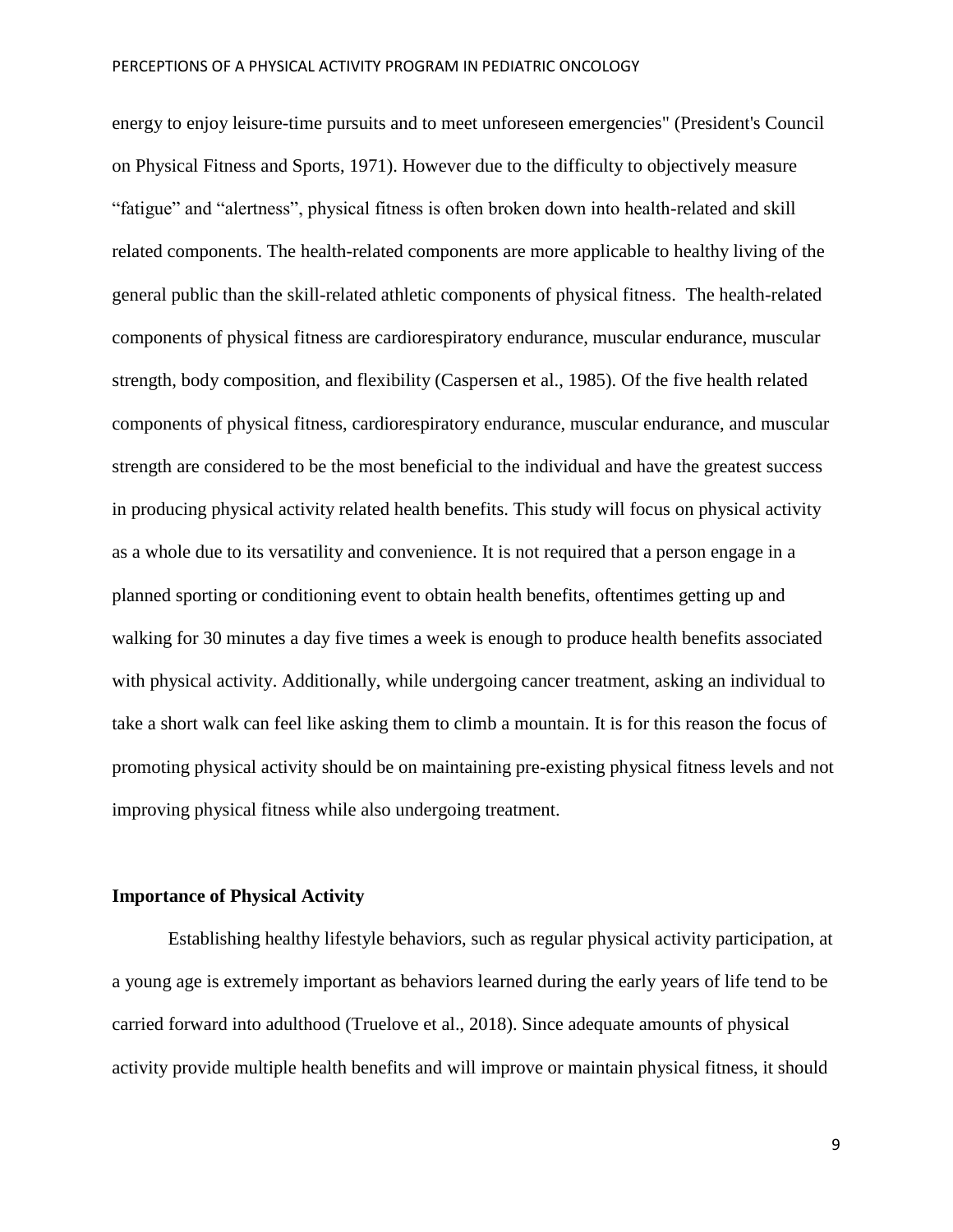energy to enjoy leisure-time pursuits and to meet unforeseen emergencies" (President's Council on Physical Fitness and Sports, 1971). However due to the difficulty to objectively measure "fatigue" and "alertness", physical fitness is often broken down into health-related and skill related components. The health-related components are more applicable to healthy living of the general public than the skill-related athletic components of physical fitness. The health-related components of physical fitness are cardiorespiratory endurance, muscular endurance, muscular strength, body composition, and flexibility (Caspersen et al., 1985). Of the five health related components of physical fitness, cardiorespiratory endurance, muscular endurance, and muscular strength are considered to be the most beneficial to the individual and have the greatest success in producing physical activity related health benefits. This study will focus on physical activity as a whole due to its versatility and convenience. It is not required that a person engage in a planned sporting or conditioning event to obtain health benefits, oftentimes getting up and walking for 30 minutes a day five times a week is enough to produce health benefits associated with physical activity. Additionally, while undergoing cancer treatment, asking an individual to take a short walk can feel like asking them to climb a mountain. It is for this reason the focus of promoting physical activity should be on maintaining pre-existing physical fitness levels and not improving physical fitness while also undergoing treatment.

**Importance of Physical Activity**

Establishing healthy lifestyle behaviors, such as regular physical activity participation, at a young age is extremely important as behaviors learned during the early years of life tend to be carried forward into adulthood (Truelove et al., 2018). Since adequate amounts of physical activity provide multiple health benefits and will improve or maintain physical fitness, it should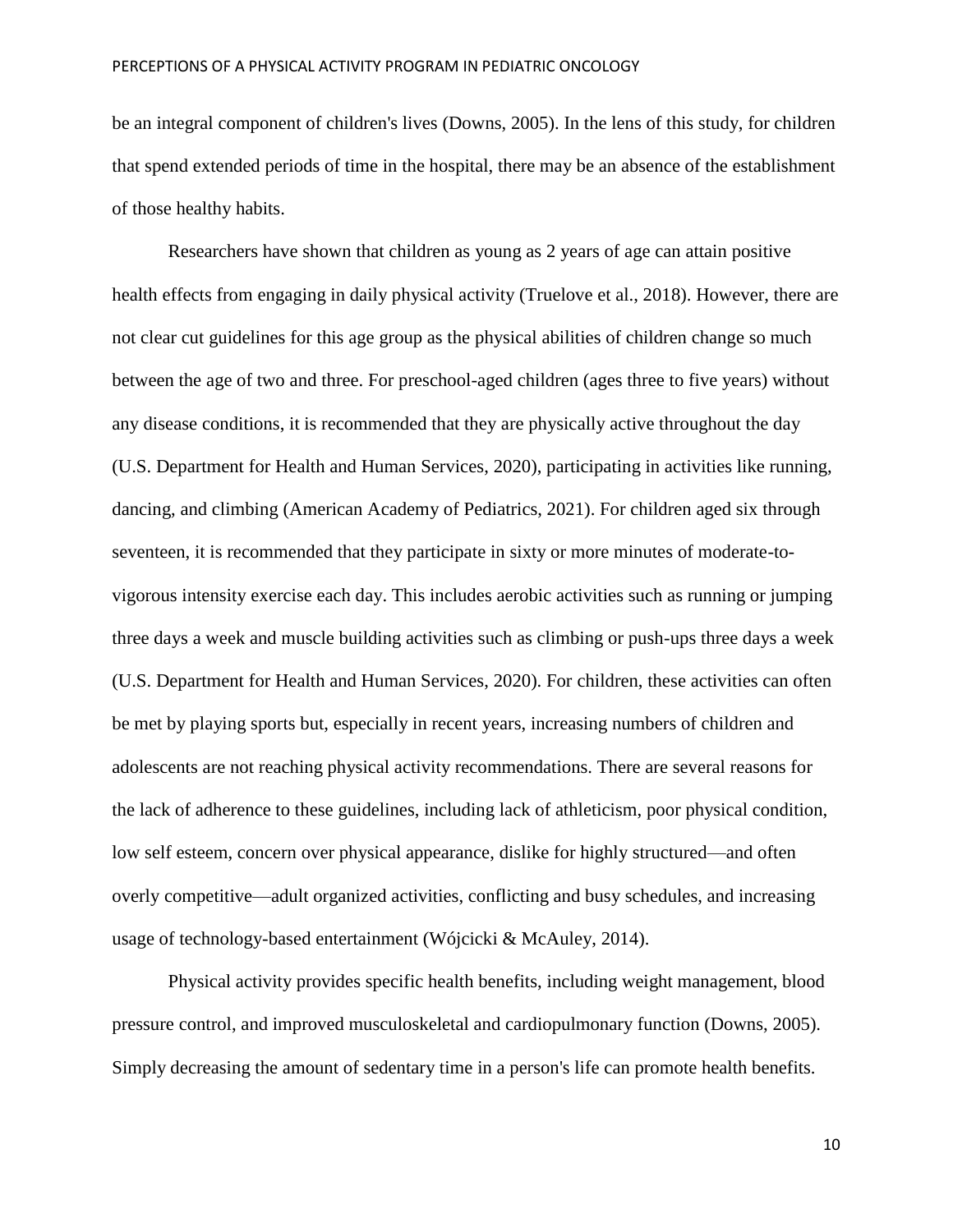be an integral component of children's lives (Downs, 2005). In the lens of this study, for children that spend extended periods of time in the hospital, there may be an absence of the establishment of those healthy habits.

Researchers have shown that children as young as 2 years of age can attain positive health effects from engaging in daily physical activity (Truelove et al., 2018). However, there are not clear cut guidelines for this age group as the physical abilities of children change so much between the age of two and three. For preschool-aged children (ages three to five years) without any disease conditions, it is recommended that they are physically active throughout the day (U.S. Department for Health and Human Services, 2020), participating in activities like running, dancing, and climbing (American Academy of Pediatrics, 2021). For children aged six through seventeen, it is recommended that they participate in sixty or more minutes of moderate-to-vigorous intensity exercise each day. This includes aerobic activities such as running or jumping three days a week and muscle building activities such as climbing or push-ups three days a week (U.S. Department for Health and Human Services, 2020). For children, these activities can often be met by playing sports but, especially in recent years, increasing numbers of children and adolescents are not reaching physical activity recommendations. There are several reasons for the lack of adherence to these guidelines, including lack of athleticism, poor physical condition, low self esteem, concern over physical appearance, dislike for highly structured—and often overly competitive—adult organized activities, conflicting and busy schedules, and increasing usage of technology-based entertainment (Wójcicki & McAuley, 2014).

Physical activity provides specific health benefits, including weight management, blood pressure control, and improved musculoskeletal and cardiopulmonary function (Downs, 2005). Simply decreasing the amount of sedentary time in a person's life can promote health benefits.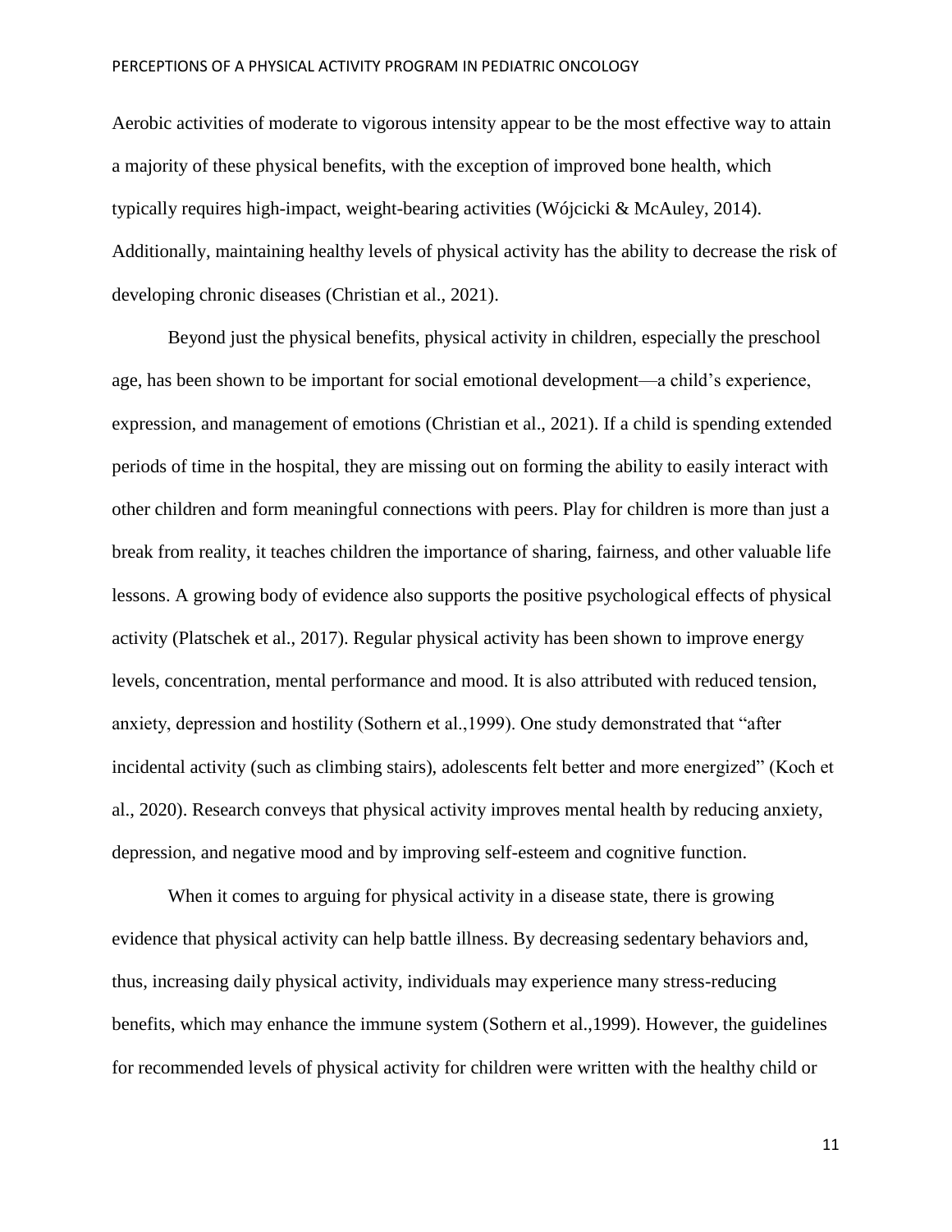Aerobic activities of moderate to vigorous intensity appear to be the most effective way to attain a majority of these physical benefits, with the exception of improved bone health, which typically requires high-impact, weight-bearing activities (Wójcicki & McAuley, 2014). Additionally, maintaining healthy levels of physical activity has the ability to decrease the risk of developing chronic diseases (Christian et al., 2021).

Beyond just the physical benefits, physical activity in children, especially the preschool age, has been shown to be important for social emotional development—a child's experience, expression, and management of emotions (Christian et al., 2021). If a child is spending extended periods of time in the hospital, they are missing out on forming the ability to easily interact with other children and form meaningful connections with peers. Play for children is more than just a break from reality, it teaches children the importance of sharing, fairness, and other valuable life lessons. A growing body of evidence also supports the positive psychological effects of physical activity (Platschek et al., 2017). Regular physical activity has been shown to improve energy levels, concentration, mental performance and mood. It is also attributed with reduced tension, anxiety, depression and hostility (Sothern et al.,1999). One study demonstrated that "after incidental activity (such as climbing stairs), adolescents felt better and more energized" (Koch et al., 2020). Research conveys that physical activity improves mental health by reducing anxiety, depression, and negative mood and by improving self-esteem and cognitive function.

When it comes to arguing for physical activity in a disease state, there is growing evidence that physical activity can help battle illness. By decreasing sedentary behaviors and, thus, increasing daily physical activity, individuals may experience many stress-reducing benefits, which may enhance the immune system (Sothern et al.,1999). However, the guidelines for recommended levels of physical activity for children were written with the healthy child or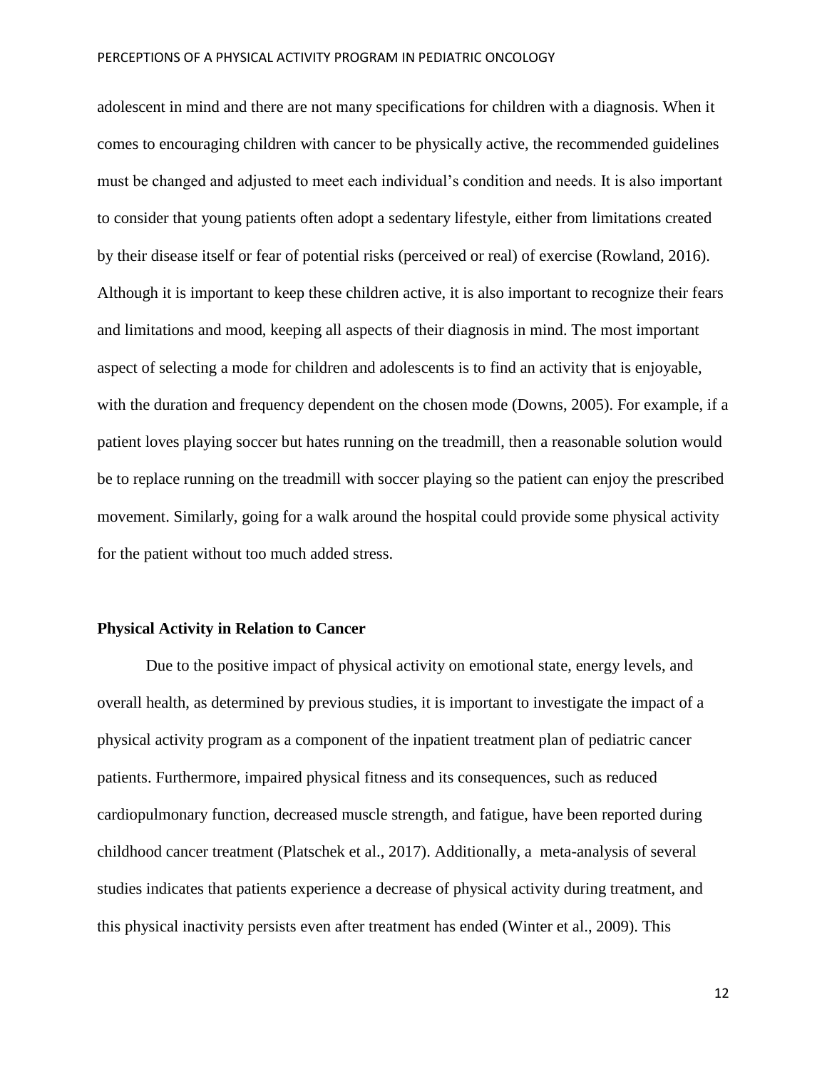adolescent in mind and there are not many specifications for children with a diagnosis. When it comes to encouraging children with cancer to be physically active, the recommended guidelines must be changed and adjusted to meet each individual's condition and needs. It is also important to consider that young patients often adopt a sedentary lifestyle, either from limitations created by their disease itself or fear of potential risks (perceived or real) of exercise (Rowland, 2016). Although it is important to keep these children active, it is also important to recognize their fears and limitations and mood, keeping all aspects of their diagnosis in mind. The most important aspect of selecting a mode for children and adolescents is to find an activity that is enjoyable, with the duration and frequency dependent on the chosen mode (Downs, 2005). For example, if a patient loves playing soccer but hates running on the treadmill, then a reasonable solution would be to replace running on the treadmill with soccer playing so the patient can enjoy the prescribed movement. Similarly, going for a walk around the hospital could provide some physical activity for the patient without too much added stress.

### Physical Activity in Relation to Cancer

Due to the positive impact of physical activity on emotional state, energy levels, and overall health, as determined by previous studies, it is important to investigate the impact of a physical activity program as a component of the inpatient treatment plan of pediatric cancer patients. Furthermore, impaired physical fitness and its consequences, such as reduced cardiopulmonary function, decreased muscle strength, and fatigue, have been reported during childhood cancer treatment (Platschek et al., 2017). Additionally, a meta-analysis of several studies indicates that patients experience a decrease of physical activity during treatment, and this physical inactivity persists even after treatment has ended (Winter et al., 2009). This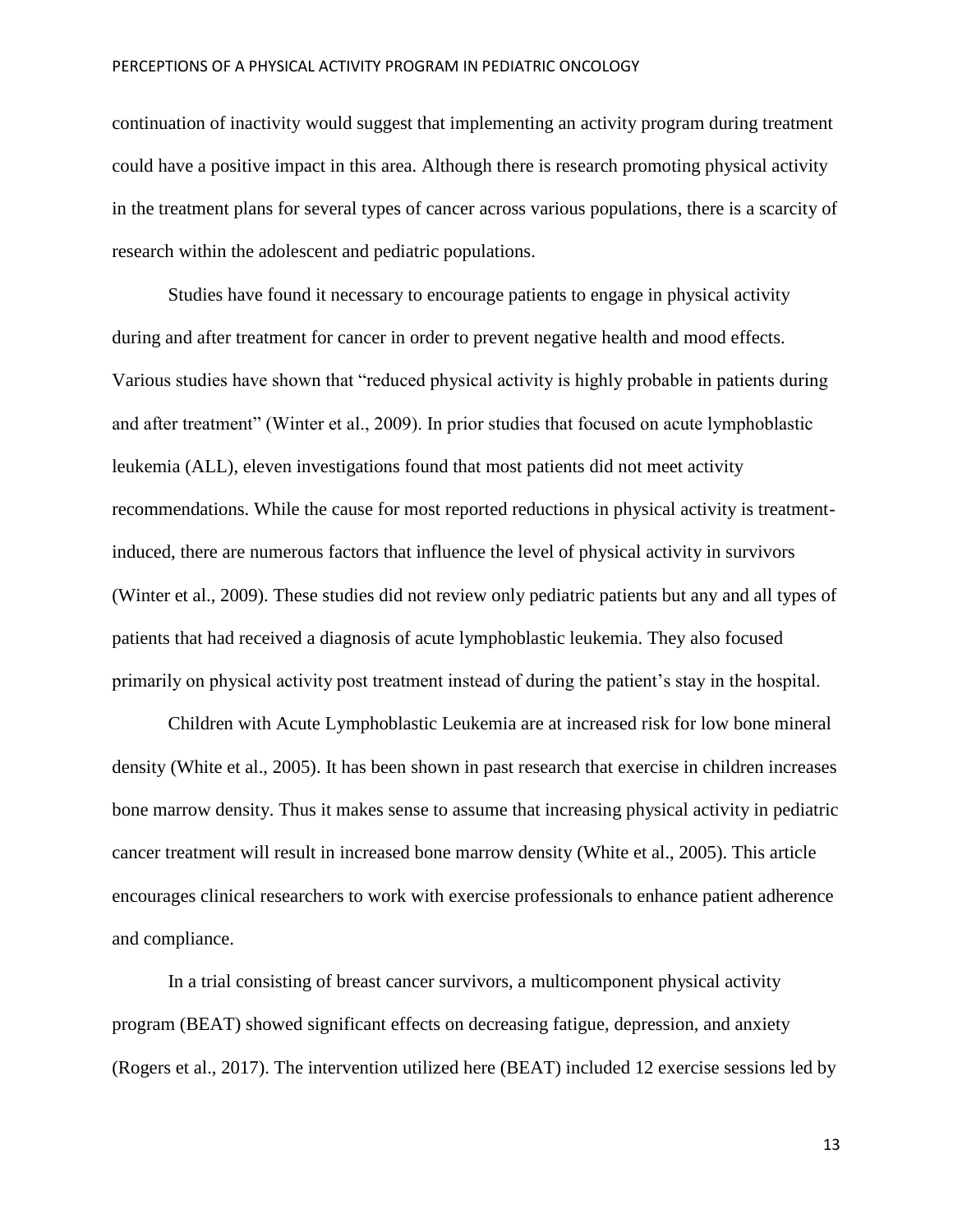continuation of inactivity would suggest that implementing an activity program during treatment could have a positive impact in this area. Although there is research promoting physical activity in the treatment plans for several types of cancer across various populations, there is a scarcity of research within the adolescent and pediatric populations.

Studies have found it necessary to encourage patients to engage in physical activity during and after treatment for cancer in order to prevent negative health and mood effects. Various studies have shown that "reduced physical activity is highly probable in patients during and after treatment" (Winter et al., 2009). In prior studies that focused on acute lymphoblastic leukemia (ALL), eleven investigations found that most patients did not meet activity recommendations. While the cause for most reported reductions in physical activity is treatment-induced, there are numerous factors that influence the level of physical activity in survivors (Winter et al., 2009). These studies did not review only pediatric patients but any and all types of patients that had received a diagnosis of acute lymphoblastic leukemia. They also focused primarily on physical activity post treatment instead of during the patient's stay in the hospital.

Children with Acute Lymphoblastic Leukemia are at increased risk for low bone mineral density (White et al., 2005). It has been shown in past research that exercise in children increases bone marrow density. Thus it makes sense to assume that increasing physical activity in pediatric cancer treatment will result in increased bone marrow density (White et al., 2005). This article encourages clinical researchers to work with exercise professionals to enhance patient adherence and compliance.

In a trial consisting of breast cancer survivors, a multicomponent physical activity program (BEAT) showed significant effects on decreasing fatigue, depression, and anxiety (Rogers et al., 2017). The intervention utilized here (BEAT) included 12 exercise sessions led by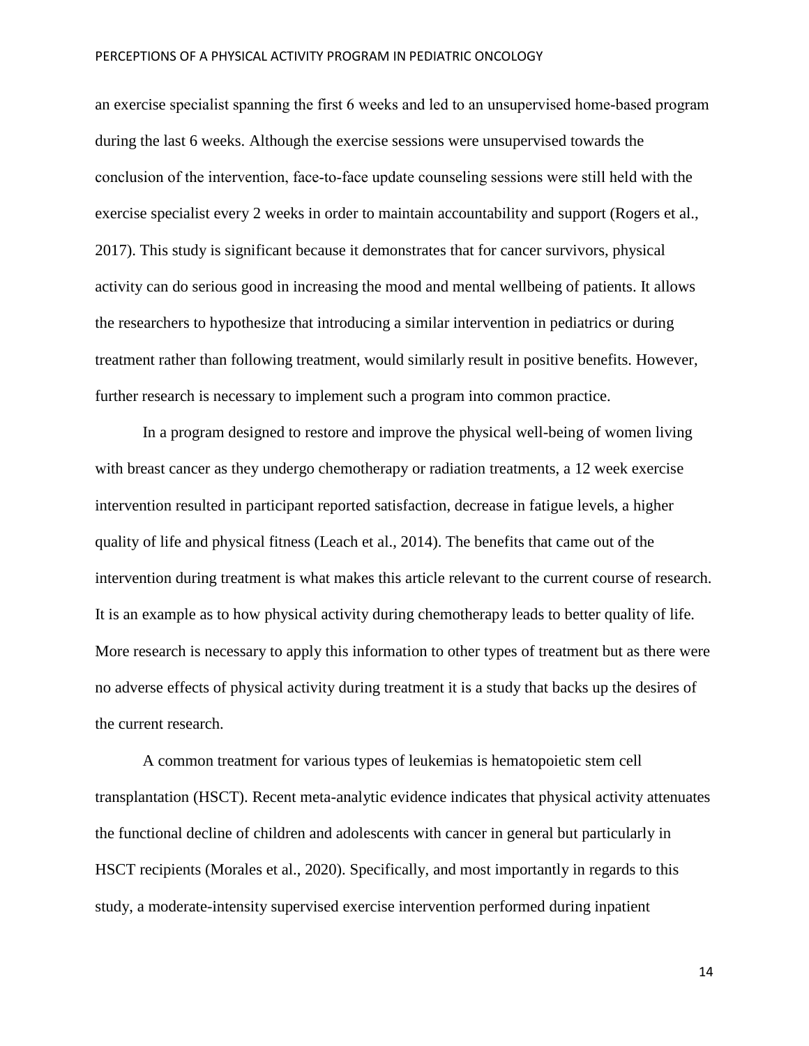an exercise specialist spanning the first 6 weeks and led to an unsupervised home-based program during the last 6 weeks. Although the exercise sessions were unsupervised towards the conclusion of the intervention, face-to-face update counseling sessions were still held with the exercise specialist every 2 weeks in order to maintain accountability and support (Rogers et al., 2017). This study is significant because it demonstrates that for cancer survivors, physical activity can do serious good in increasing the mood and mental wellbeing of patients. It allows the researchers to hypothesize that introducing a similar intervention in pediatrics or during treatment rather than following treatment, would similarly result in positive benefits. However, further research is necessary to implement such a program into common practice.

In a program designed to restore and improve the physical well-being of women living with breast cancer as they undergo chemotherapy or radiation treatments, a 12 week exercise intervention resulted in participant reported satisfaction, decrease in fatigue levels, a higher quality of life and physical fitness (Leach et al., 2014). The benefits that came out of the intervention during treatment is what makes this article relevant to the current course of research. It is an example as to how physical activity during chemotherapy leads to better quality of life. More research is necessary to apply this information to other types of treatment but as there were no adverse effects of physical activity during treatment it is a study that backs up the desires of the current research.

A common treatment for various types of leukemias is hematopoietic stem cell transplantation (HSCT). Recent meta-analytic evidence indicates that physical activity attenuates the functional decline of children and adolescents with cancer in general but particularly in HSCT recipients (Morales et al., 2020). Specifically, and most importantly in regards to this study, a moderate-intensity supervised exercise intervention performed during inpatient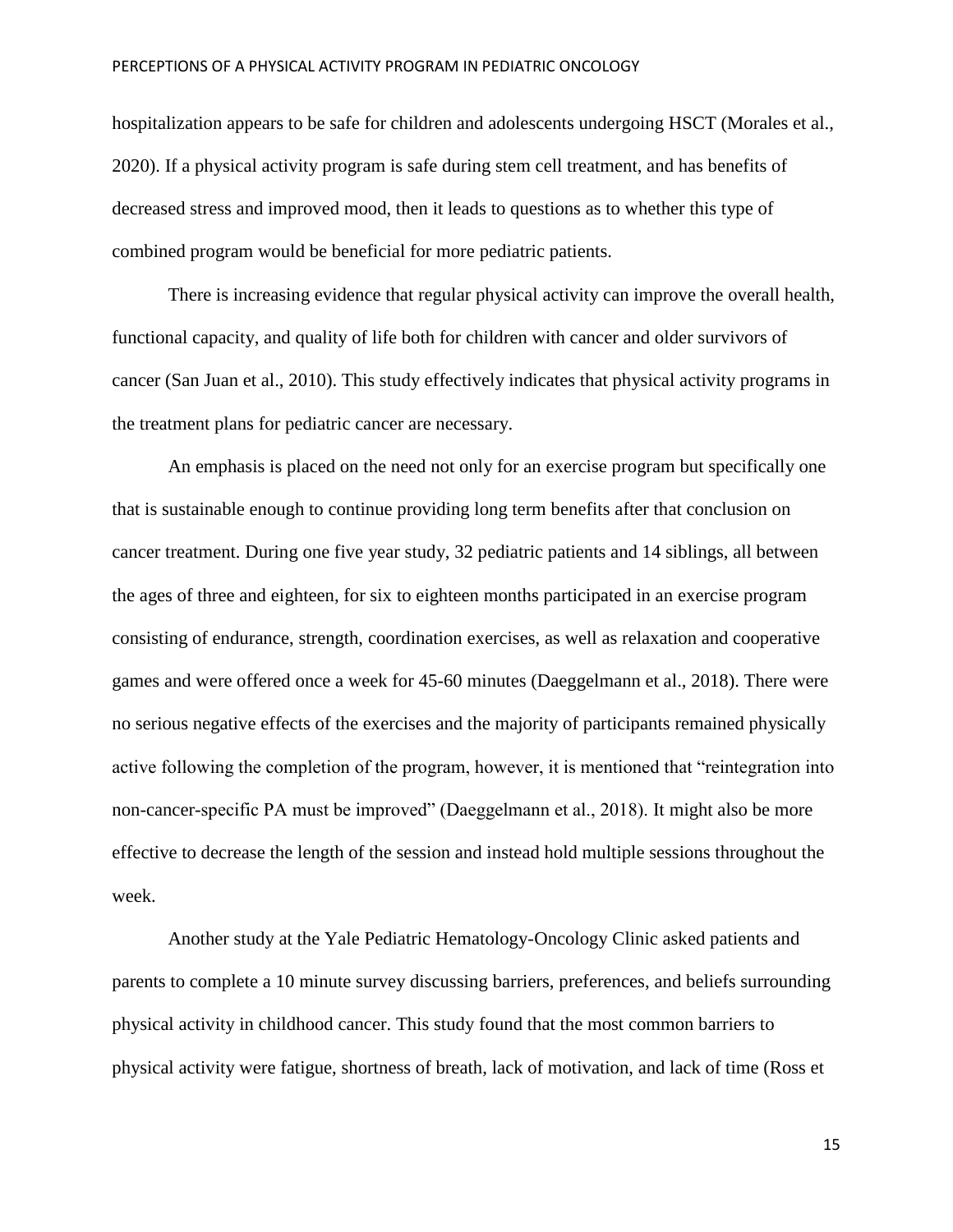hospitalization appears to be safe for children and adolescents undergoing HSCT (Morales et al., 2020). If a physical activity program is safe during stem cell treatment, and has benefits of decreased stress and improved mood, then it leads to questions as to whether this type of combined program would be beneficial for more pediatric patients.

There is increasing evidence that regular physical activity can improve the overall health, functional capacity, and quality of life both for children with cancer and older survivors of cancer (San Juan et al., 2010). This study effectively indicates that physical activity programs in the treatment plans for pediatric cancer are necessary.

An emphasis is placed on the need not only for an exercise program but specifically one that is sustainable enough to continue providing long term benefits after that conclusion on cancer treatment. During one five year study, 32 pediatric patients and 14 siblings, all between the ages of three and eighteen, for six to eighteen months participated in an exercise program consisting of endurance, strength, coordination exercises, as well as relaxation and cooperative games and were offered once a week for 45-60 minutes (Daeggelmann et al., 2018). There were no serious negative effects of the exercises and the majority of participants remained physically active following the completion of the program, however, it is mentioned that "reintegration into non-cancer-specific PA must be improved" (Daeggelmann et al., 2018). It might also be more effective to decrease the length of the session and instead hold multiple sessions throughout the week.

Another study at the Yale Pediatric Hematology-Oncology Clinic asked patients and parents to complete a 10 minute survey discussing barriers, preferences, and beliefs surrounding physical activity in childhood cancer. This study found that the most common barriers to physical activity were fatigue, shortness of breath, lack of motivation, and lack of time (Ross et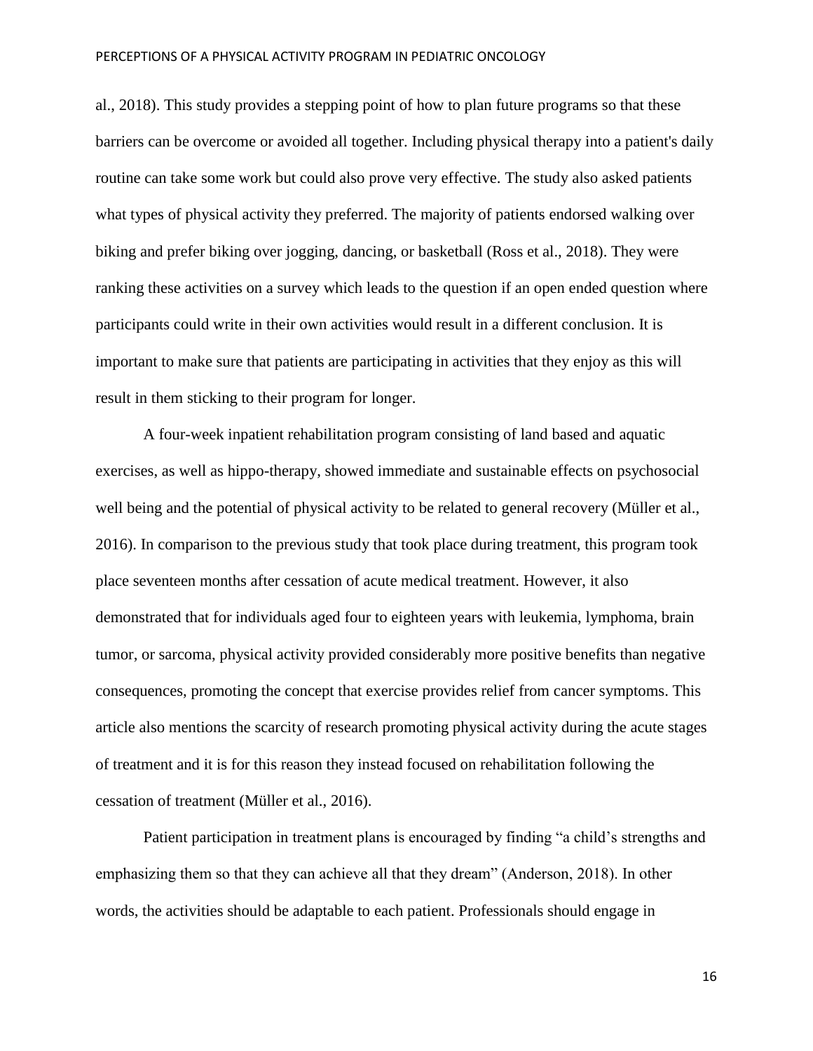al., 2018). This study provides a stepping point of how to plan future programs so that these barriers can be overcome or avoided all together. Including physical therapy into a patient's daily routine can take some work but could also prove very effective. The study also asked patients what types of physical activity they preferred. The majority of patients endorsed walking over biking and prefer biking over jogging, dancing, or basketball (Ross et al., 2018). They were ranking these activities on a survey which leads to the question if an open ended question where participants could write in their own activities would result in a different conclusion. It is important to make sure that patients are participating in activities that they enjoy as this will result in them sticking to their program for longer.

A four-week inpatient rehabilitation program consisting of land based and aquatic exercises, as well as hippo-therapy, showed immediate and sustainable effects on psychosocial well being and the potential of physical activity to be related to general recovery (Müller et al., 2016). In comparison to the previous study that took place during treatment, this program took place seventeen months after cessation of acute medical treatment. However, it also demonstrated that for individuals aged four to eighteen years with leukemia, lymphoma, brain tumor, or sarcoma, physical activity provided considerably more positive benefits than negative consequences, promoting the concept that exercise provides relief from cancer symptoms. This article also mentions the scarcity of research promoting physical activity during the acute stages of treatment and it is for this reason they instead focused on rehabilitation following the cessation of treatment (Müller et al., 2016).

Patient participation in treatment plans is encouraged by finding "a child's strengths and emphasizing them so that they can achieve all that they dream" (Anderson, 2018). In other words, the activities should be adaptable to each patient. Professionals should engage in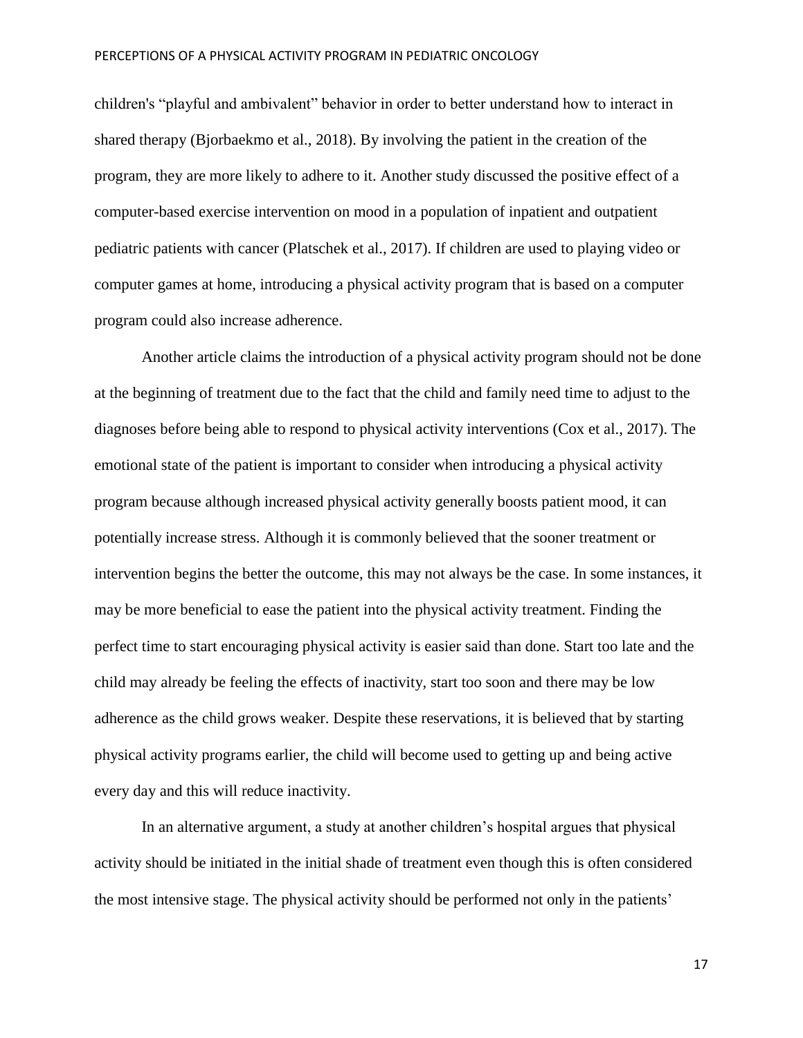children's “playful and ambivalent” behavior in order to better understand how to interact in shared therapy (Bjorbaekmo et al., 2018). By involving the patient in the creation of the program, they are more likely to adhere to it. Another study discussed the positive effect of a computer-based exercise intervention on mood in a population of inpatient and outpatient pediatric patients with cancer (Platschek et al., 2017). If children are used to playing video or computer games at home, introducing a physical activity program that is based on a computer program could also increase adherence.

Another article claims the introduction of a physical activity program should not be done at the beginning of treatment due to the fact that the child and family need time to adjust to the diagnoses before being able to respond to physical activity interventions (Cox et al., 2017). The emotional state of the patient is important to consider when introducing a physical activity program because although increased physical activity generally boosts patient mood, it can potentially increase stress. Although it is commonly believed that the sooner treatment or intervention begins the better the outcome, this may not always be the case. In some instances, it may be more beneficial to ease the patient into the physical activity treatment. Finding the perfect time to start encouraging physical activity is easier said than done. Start too late and the child may already be feeling the effects of inactivity, start too soon and there may be low adherence as the child grows weaker. Despite these reservations, it is believed that by starting physical activity programs earlier, the child will become used to getting up and being active every day and this will reduce inactivity.

In an alternative argument, a study at another children’s hospital argues that physical activity should be initiated in the initial shade of treatment even though this is often considered the most intensive stage. The physical activity should be performed not only in the patients’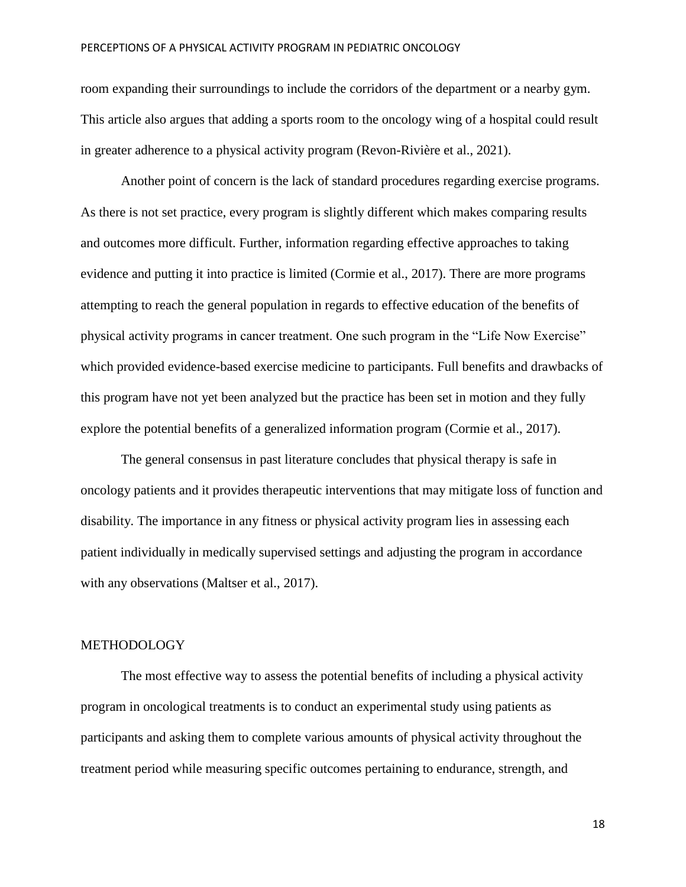room expanding their surroundings to include the corridors of the department or a nearby gym. This article also argues that adding a sports room to the oncology wing of a hospital could result in greater adherence to a physical activity program (Revon-Rivière et al., 2021).

Another point of concern is the lack of standard procedures regarding exercise programs. As there is not set practice, every program is slightly different which makes comparing results and outcomes more difficult. Further, information regarding effective approaches to taking evidence and putting it into practice is limited (Cormie et al., 2017). There are more programs attempting to reach the general population in regards to effective education of the benefits of physical activity programs in cancer treatment. One such program in the "Life Now Exercise" which provided evidence-based exercise medicine to participants. Full benefits and drawbacks of this program have not yet been analyzed but the practice has been set in motion and they fully explore the potential benefits of a generalized information program (Cormie et al., 2017).

The general consensus in past literature concludes that physical therapy is safe in oncology patients and it provides therapeutic interventions that may mitigate loss of function and disability. The importance in any fitness or physical activity program lies in assessing each patient individually in medically supervised settings and adjusting the program in accordance with any observations (Maltser et al., 2017).

## METHODOLOGY

The most effective way to assess the potential benefits of including a physical activity program in oncological treatments is to conduct an experimental study using patients as participants and asking them to complete various amounts of physical activity throughout the treatment period while measuring specific outcomes pertaining to endurance, strength, and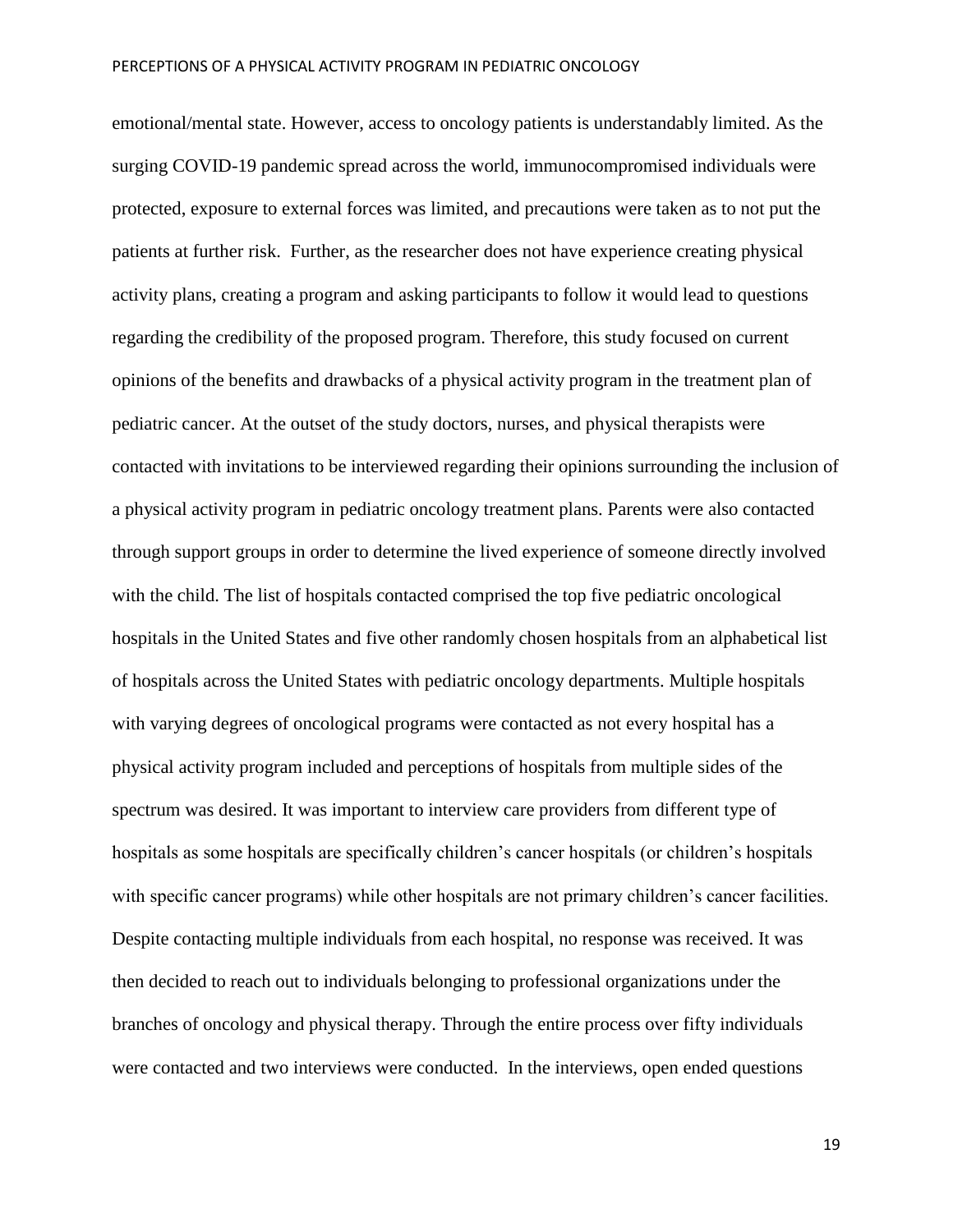emotional/mental state. However, access to oncology patients is understandably limited. As the surging COVID-19 pandemic spread across the world, immunocompromised individuals were protected, exposure to external forces was limited, and precautions were taken as to not put the patients at further risk. Further, as the researcher does not have experience creating physical activity plans, creating a program and asking participants to follow it would lead to questions regarding the credibility of the proposed program. Therefore, this study focused on current opinions of the benefits and drawbacks of a physical activity program in the treatment plan of pediatric cancer. At the outset of the study doctors, nurses, and physical therapists were contacted with invitations to be interviewed regarding their opinions surrounding the inclusion of a physical activity program in pediatric oncology treatment plans. Parents were also contacted through support groups in order to determine the lived experience of someone directly involved with the child. The list of hospitals contacted comprised the top five pediatric oncological hospitals in the United States and five other randomly chosen hospitals from an alphabetical list of hospitals across the United States with pediatric oncology departments. Multiple hospitals with varying degrees of oncological programs were contacted as not every hospital has a physical activity program included and perceptions of hospitals from multiple sides of the spectrum was desired. It was important to interview care providers from different type of hospitals as some hospitals are specifically children's cancer hospitals (or children's hospitals with specific cancer programs) while other hospitals are not primary children's cancer facilities. Despite contacting multiple individuals from each hospital, no response was received. It was then decided to reach out to individuals belonging to professional organizations under the branches of oncology and physical therapy. Through the entire process over fifty individuals were contacted and two interviews were conducted. In the interviews, open ended questions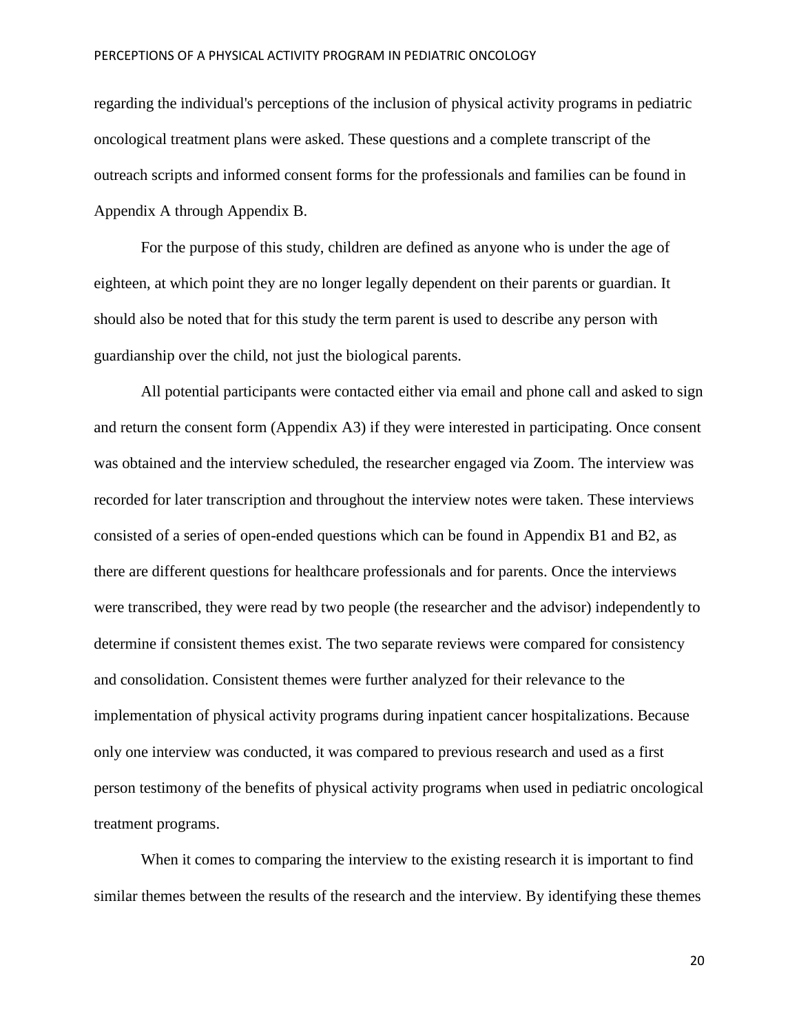regarding the individual's perceptions of the inclusion of physical activity programs in pediatric oncological treatment plans were asked. These questions and a complete transcript of the outreach scripts and informed consent forms for the professionals and families can be found in Appendix A through Appendix B.

For the purpose of this study, children are defined as anyone who is under the age of eighteen, at which point they are no longer legally dependent on their parents or guardian. It should also be noted that for this study the term parent is used to describe any person with guardianship over the child, not just the biological parents.

All potential participants were contacted either via email and phone call and asked to sign and return the consent form (Appendix A3) if they were interested in participating. Once consent was obtained and the interview scheduled, the researcher engaged via Zoom. The interview was recorded for later transcription and throughout the interview notes were taken. These interviews consisted of a series of open-ended questions which can be found in Appendix B1 and B2, as there are different questions for healthcare professionals and for parents. Once the interviews were transcribed, they were read by two people (the researcher and the advisor) independently to determine if consistent themes exist. The two separate reviews were compared for consistency and consolidation. Consistent themes were further analyzed for their relevance to the implementation of physical activity programs during inpatient cancer hospitalizations. Because only one interview was conducted, it was compared to previous research and used as a first person testimony of the benefits of physical activity programs when used in pediatric oncological treatment programs.

When it comes to comparing the interview to the existing research it is important to find similar themes between the results of the research and the interview. By identifying these themes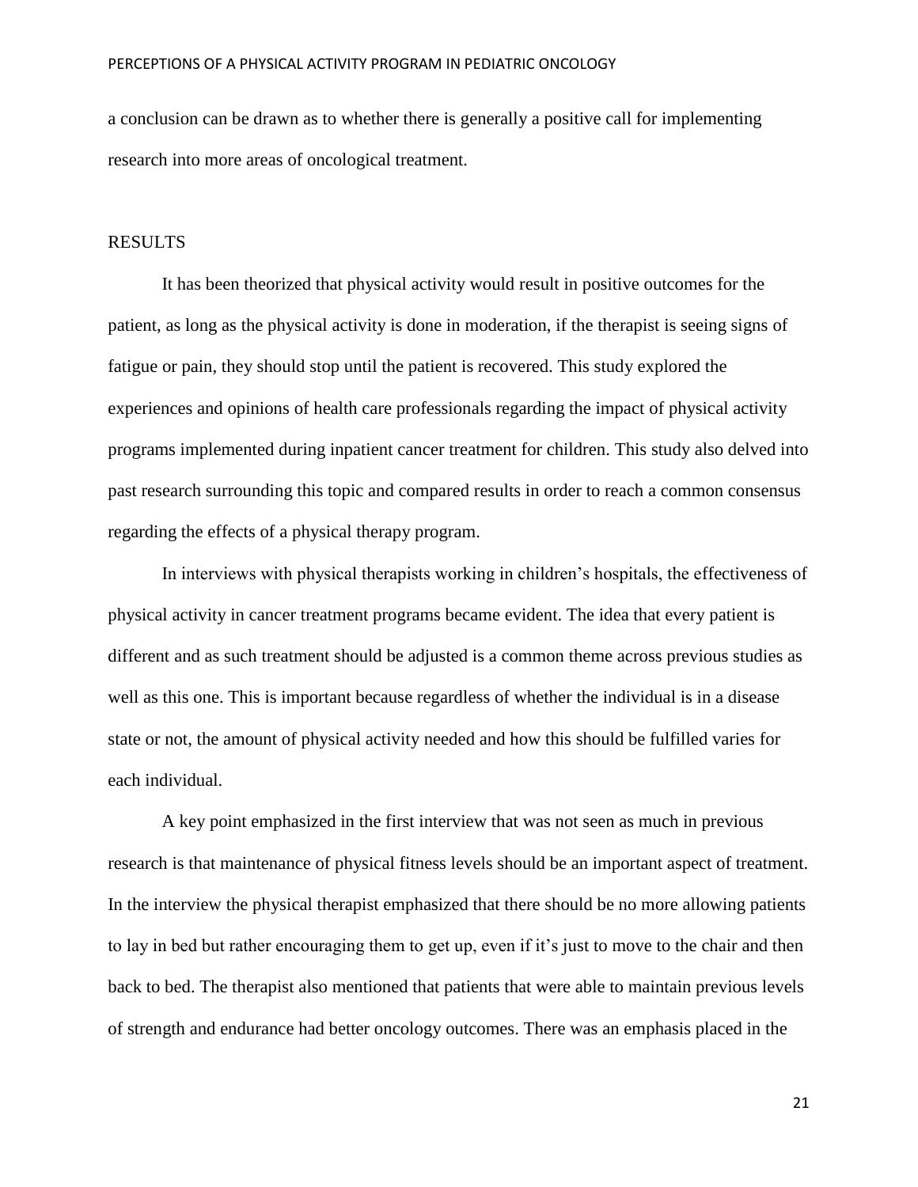a conclusion can be drawn as to whether there is generally a positive call for implementing research into more areas of oncological treatment.

## RESULTS

It has been theorized that physical activity would result in positive outcomes for the patient, as long as the physical activity is done in moderation, if the therapist is seeing signs of fatigue or pain, they should stop until the patient is recovered. This study explored the experiences and opinions of health care professionals regarding the impact of physical activity programs implemented during inpatient cancer treatment for children. This study also delved into past research surrounding this topic and compared results in order to reach a common consensus regarding the effects of a physical therapy program.

In interviews with physical therapists working in children's hospitals, the effectiveness of physical activity in cancer treatment programs became evident. The idea that every patient is different and as such treatment should be adjusted is a common theme across previous studies as well as this one. This is important because regardless of whether the individual is in a disease state or not, the amount of physical activity needed and how this should be fulfilled varies for each individual.

A key point emphasized in the first interview that was not seen as much in previous research is that maintenance of physical fitness levels should be an important aspect of treatment. In the interview the physical therapist emphasized that there should be no more allowing patients to lay in bed but rather encouraging them to get up, even if it's just to move to the chair and then back to bed. The therapist also mentioned that patients that were able to maintain previous levels of strength and endurance had better oncology outcomes. There was an emphasis placed in the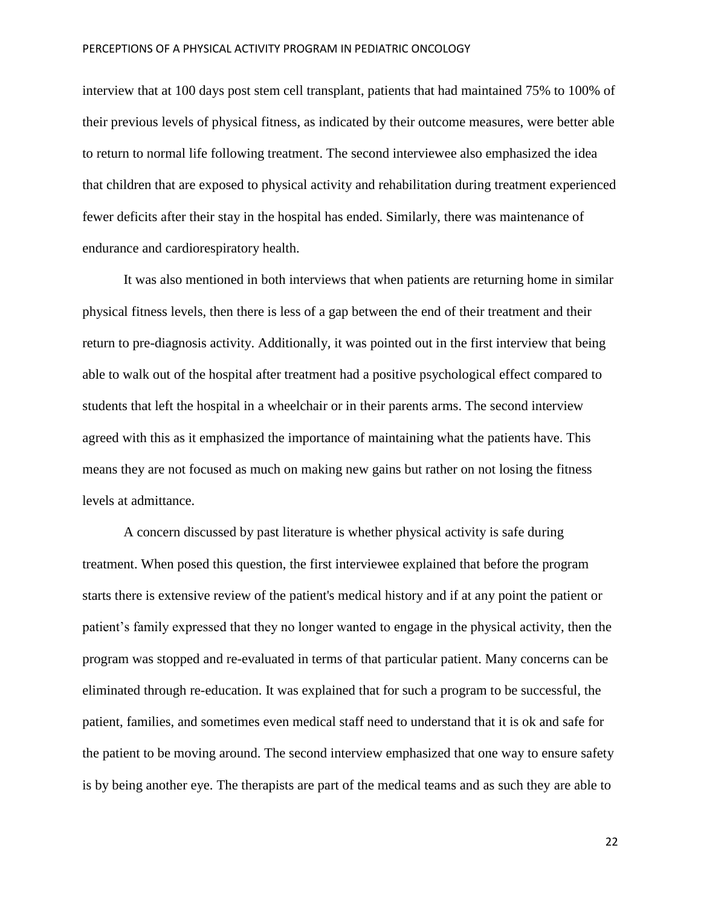interview that at 100 days post stem cell transplant, patients that had maintained 75% to 100% of their previous levels of physical fitness, as indicated by their outcome measures, were better able to return to normal life following treatment. The second interviewee also emphasized the idea that children that are exposed to physical activity and rehabilitation during treatment experienced fewer deficits after their stay in the hospital has ended. Similarly, there was maintenance of endurance and cardiorespiratory health.

It was also mentioned in both interviews that when patients are returning home in similar physical fitness levels, then there is less of a gap between the end of their treatment and their return to pre-diagnosis activity. Additionally, it was pointed out in the first interview that being able to walk out of the hospital after treatment had a positive psychological effect compared to students that left the hospital in a wheelchair or in their parents arms. The second interview agreed with this as it emphasized the importance of maintaining what the patients have. This means they are not focused as much on making new gains but rather on not losing the fitness levels at admittance.

A concern discussed by past literature is whether physical activity is safe during treatment. When posed this question, the first interviewee explained that before the program starts there is extensive review of the patient's medical history and if at any point the patient or patient's family expressed that they no longer wanted to engage in the physical activity, then the program was stopped and re-evaluated in terms of that particular patient. Many concerns can be eliminated through re-education. It was explained that for such a program to be successful, the patient, families, and sometimes even medical staff need to understand that it is ok and safe for the patient to be moving around. The second interview emphasized that one way to ensure safety is by being another eye. The therapists are part of the medical teams and as such they are able to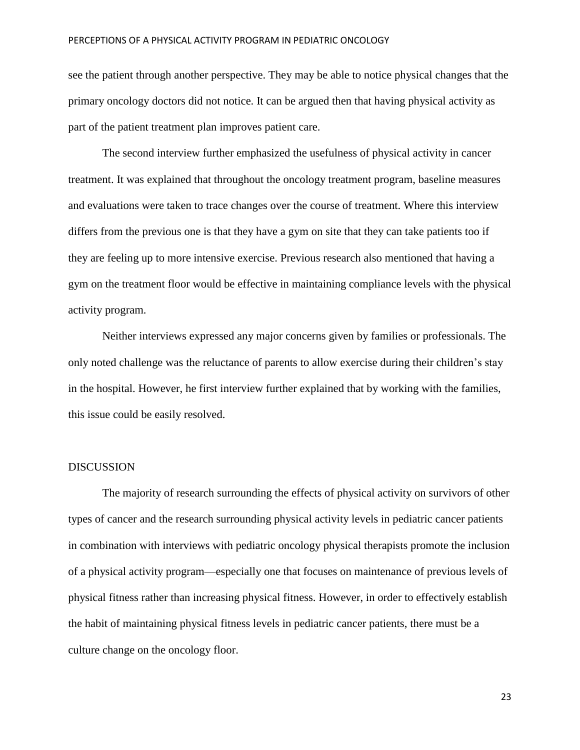see the patient through another perspective. They may be able to notice physical changes that the primary oncology doctors did not notice. It can be argued then that having physical activity as part of the patient treatment plan improves patient care.

The second interview further emphasized the usefulness of physical activity in cancer treatment. It was explained that throughout the oncology treatment program, baseline measures and evaluations were taken to trace changes over the course of treatment. Where this interview differs from the previous one is that they have a gym on site that they can take patients too if they are feeling up to more intensive exercise. Previous research also mentioned that having a gym on the treatment floor would be effective in maintaining compliance levels with the physical activity program.

Neither interviews expressed any major concerns given by families or professionals. The only noted challenge was the reluctance of parents to allow exercise during their children's stay in the hospital. However, he first interview further explained that by working with the families, this issue could be easily resolved.

## DISCUSSION

The majority of research surrounding the effects of physical activity on survivors of other types of cancer and the research surrounding physical activity levels in pediatric cancer patients in combination with interviews with pediatric oncology physical therapists promote the inclusion of a physical activity program—especially one that focuses on maintenance of previous levels of physical fitness rather than increasing physical fitness. However, in order to effectively establish the habit of maintaining physical fitness levels in pediatric cancer patients, there must be a culture change on the oncology floor.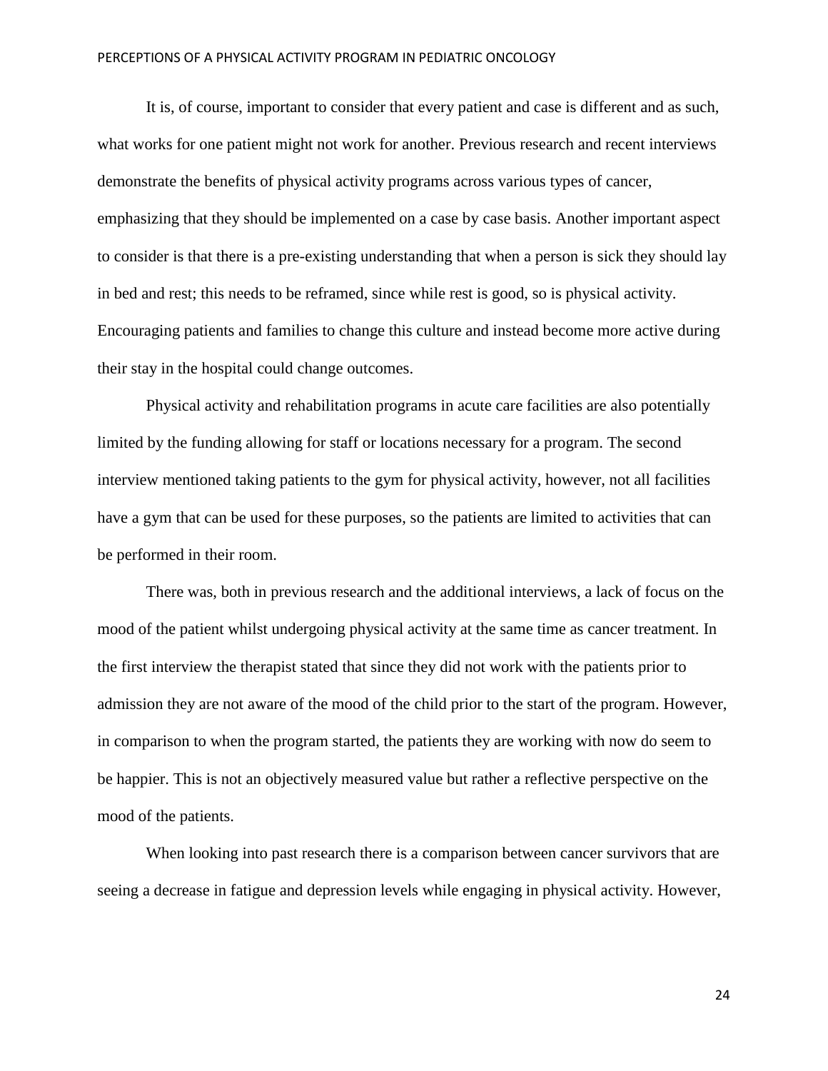It is, of course, important to consider that every patient and case is different and as such, what works for one patient might not work for another. Previous research and recent interviews demonstrate the benefits of physical activity programs across various types of cancer, emphasizing that they should be implemented on a case by case basis. Another important aspect to consider is that there is a pre-existing understanding that when a person is sick they should lay in bed and rest; this needs to be reframed, since while rest is good, so is physical activity. Encouraging patients and families to change this culture and instead become more active during their stay in the hospital could change outcomes.

Physical activity and rehabilitation programs in acute care facilities are also potentially limited by the funding allowing for staff or locations necessary for a program. The second interview mentioned taking patients to the gym for physical activity, however, not all facilities have a gym that can be used for these purposes, so the patients are limited to activities that can be performed in their room.

There was, both in previous research and the additional interviews, a lack of focus on the mood of the patient whilst undergoing physical activity at the same time as cancer treatment. In the first interview the therapist stated that since they did not work with the patients prior to admission they are not aware of the mood of the child prior to the start of the program. However, in comparison to when the program started, the patients they are working with now do seem to be happier. This is not an objectively measured value but rather a reflective perspective on the mood of the patients.

When looking into past research there is a comparison between cancer survivors that are seeing a decrease in fatigue and depression levels while engaging in physical activity. However,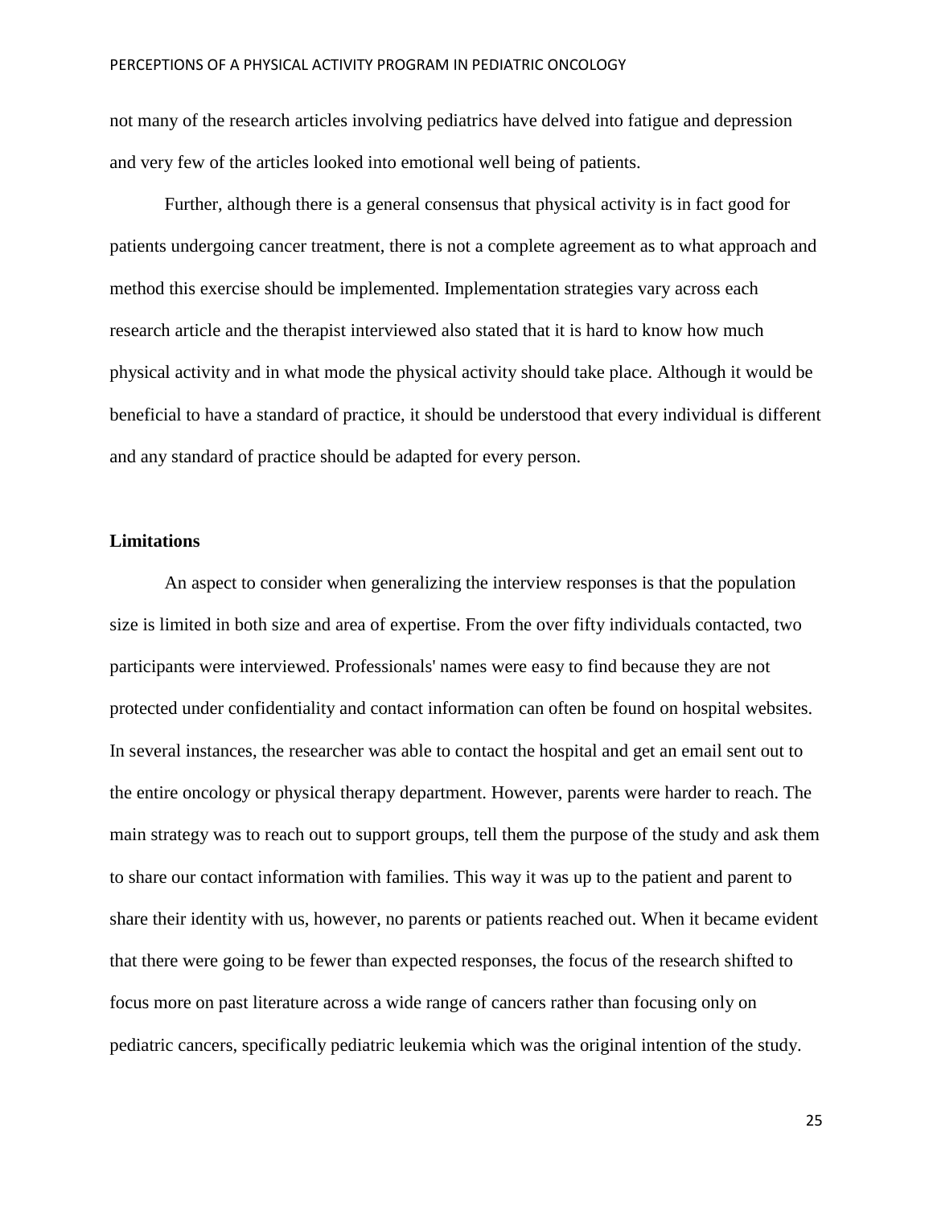not many of the research articles involving pediatrics have delved into fatigue and depression and very few of the articles looked into emotional well being of patients.

Further, although there is a general consensus that physical activity is in fact good for patients undergoing cancer treatment, there is not a complete agreement as to what approach and method this exercise should be implemented. Implementation strategies vary across each research article and the therapist interviewed also stated that it is hard to know how much physical activity and in what mode the physical activity should take place. Although it would be beneficial to have a standard of practice, it should be understood that every individual is different and any standard of practice should be adapted for every person.

**Limitations**

An aspect to consider when generalizing the interview responses is that the population size is limited in both size and area of expertise. From the over fifty individuals contacted, two participants were interviewed. Professionals' names were easy to find because they are not protected under confidentiality and contact information can often be found on hospital websites. In several instances, the researcher was able to contact the hospital and get an email sent out to the entire oncology or physical therapy department. However, parents were harder to reach. The main strategy was to reach out to support groups, tell them the purpose of the study and ask them to share our contact information with families. This way it was up to the patient and parent to share their identity with us, however, no parents or patients reached out. When it became evident that there were going to be fewer than expected responses, the focus of the research shifted to focus more on past literature across a wide range of cancers rather than focusing only on pediatric cancers, specifically pediatric leukemia which was the original intention of the study.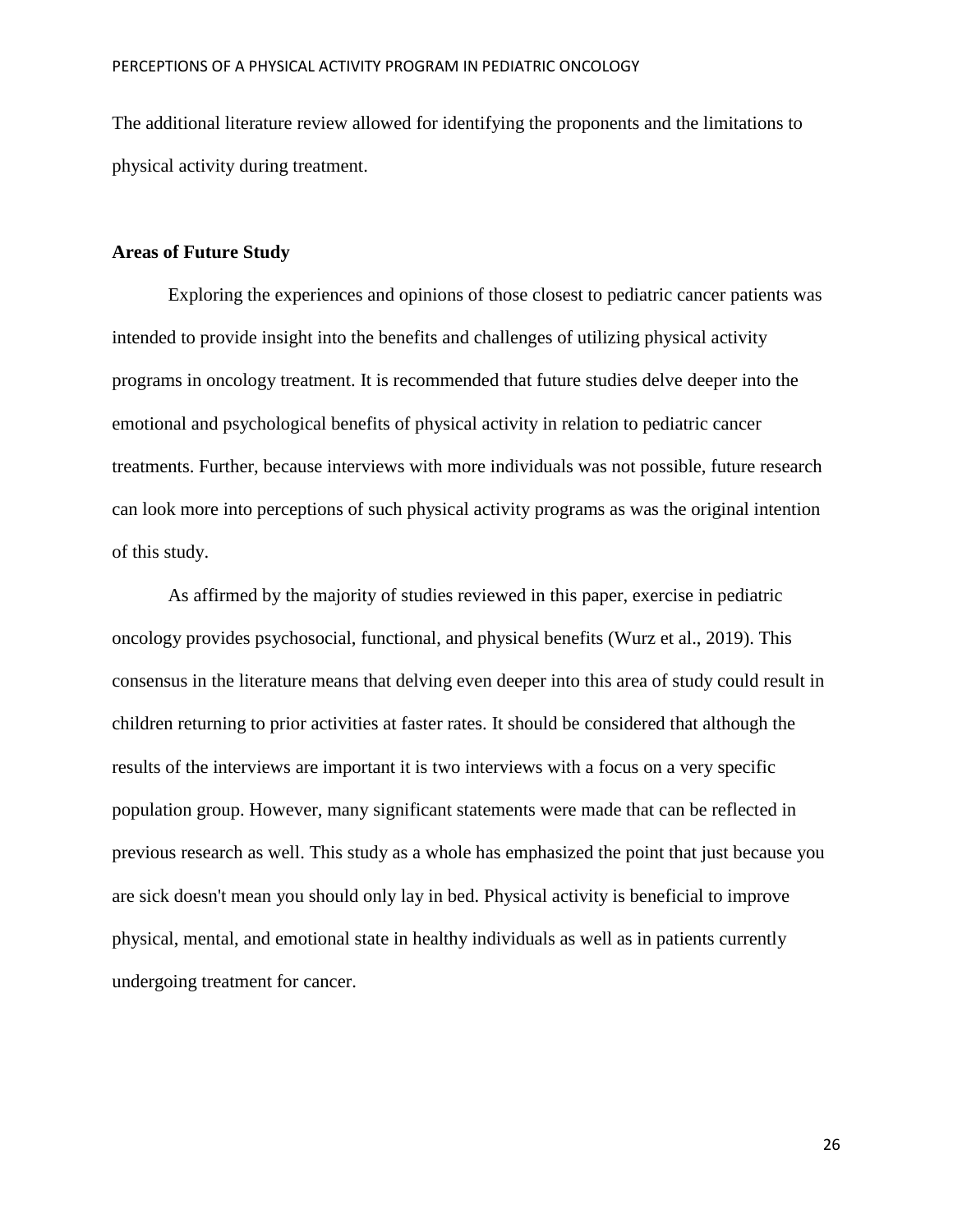The additional literature review allowed for identifying the proponents and the limitations to physical activity during treatment.

**Areas of Future Study**

Exploring the experiences and opinions of those closest to pediatric cancer patients was intended to provide insight into the benefits and challenges of utilizing physical activity programs in oncology treatment. It is recommended that future studies delve deeper into the emotional and psychological benefits of physical activity in relation to pediatric cancer treatments. Further, because interviews with more individuals was not possible, future research can look more into perceptions of such physical activity programs as was the original intention of this study.

As affirmed by the majority of studies reviewed in this paper, exercise in pediatric oncology provides psychosocial, functional, and physical benefits (Wurz et al., 2019). This consensus in the literature means that delving even deeper into this area of study could result in children returning to prior activities at faster rates. It should be considered that although the results of the interviews are important it is two interviews with a focus on a very specific population group. However, many significant statements were made that can be reflected in previous research as well. This study as a whole has emphasized the point that just because you are sick doesn't mean you should only lay in bed. Physical activity is beneficial to improve physical, mental, and emotional state in healthy individuals as well as in patients currently undergoing treatment for cancer.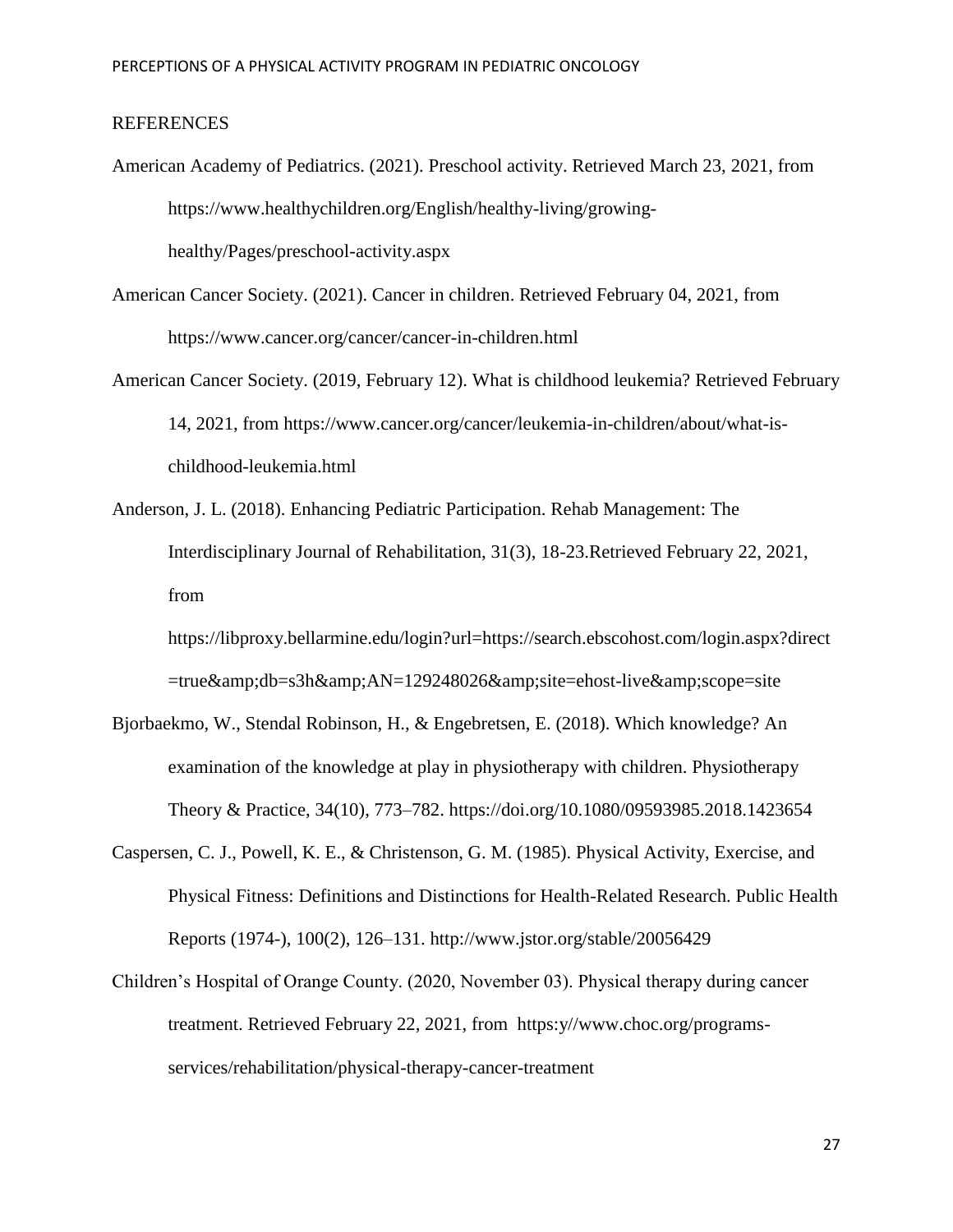## REFERENCES

American Academy of Pediatrics. (2021). Preschool activity. Retrieved March 23, 2021, from https://www.healthychildren.org/English/healthy-living/growing-healthy/Pages/preschool-activity.aspx

American Cancer Society. (2021). Cancer in children. Retrieved February 04, 2021, from https://www.cancer.org/cancer/cancer-in-children.html

American Cancer Society. (2019, February 12). What is childhood leukemia? Retrieved February 14, 2021, from https://www.cancer.org/cancer/leukemia-in-children/about/what-is-childhood-leukemia.html

Anderson, J. L. (2018). Enhancing Pediatric Participation. Rehab Management: The Interdisciplinary Journal of Rehabilitation, 31(3), 18-23.Retrieved February 22, 2021, from https://libproxy.bellarmine.edu/login?url=https://search.ebscohost.com/login.aspx?direct=true&amp;db=s3h&amp;AN=129248026&amp;site=ehost-live&amp;scope=site

Bjorbaekmo, W., Stendal Robinson, H., & Engebretsen, E. (2018). Which knowledge? An examination of the knowledge at play in physiotherapy with children. Physiotherapy Theory & Practice, 34(10), 773–782. https://doi.org/10.1080/09593985.2018.1423654

Caspersen, C. J., Powell, K. E., & Christenson, G. M. (1985). Physical Activity, Exercise, and Physical Fitness: Definitions and Distinctions for Health-Related Research. Public Health Reports (1974-), 100(2), 126–131. http://www.jstor.org/stable/20056429

Children's Hospital of Orange County. (2020, November 03). Physical therapy during cancer treatment. Retrieved February 22, 2021, from https:y//www.choc.org/programs-services/rehabilitation/physical-therapy-cancer-treatment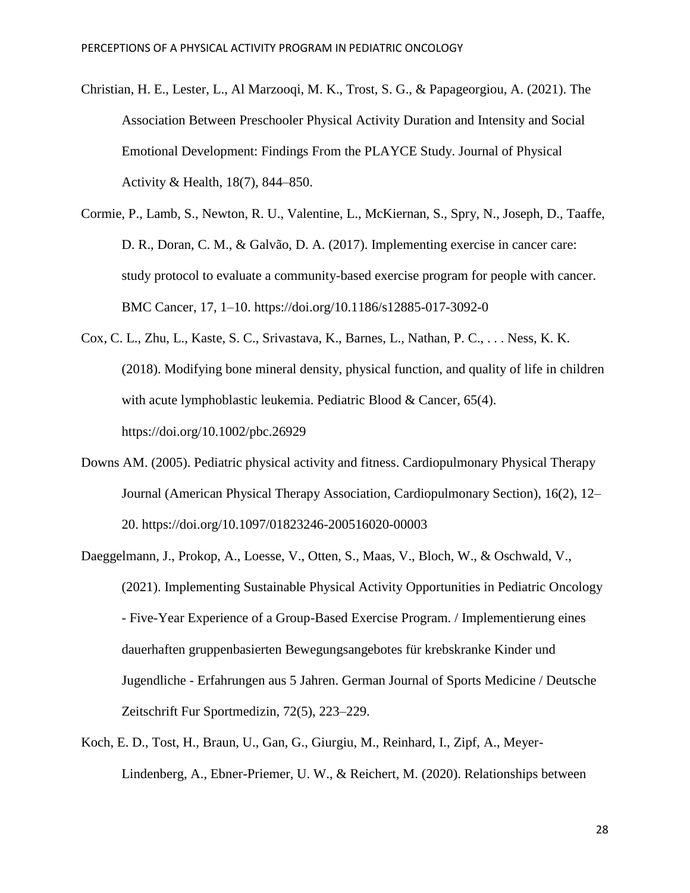Christian, H. E., Lester, L., Al Marzooqi, M. K., Trost, S. G., & Papageorgiou, A. (2021). The Association Between Preschooler Physical Activity Duration and Intensity and Social Emotional Development: Findings From the PLAYCE Study. Journal of Physical Activity & Health, 18(7), 844–850.

Cormie, P., Lamb, S., Newton, R. U., Valentine, L., McKiernan, S., Spry, N., Joseph, D., Taaffe, D. R., Doran, C. M., & Galvão, D. A. (2017). Implementing exercise in cancer care: study protocol to evaluate a community-based exercise program for people with cancer. BMC Cancer, 17, 1–10. https://doi.org/10.1186/s12885-017-3092-0

Cox, C. L., Zhu, L., Kaste, S. C., Srivastava, K., Barnes, L., Nathan, P. C., . . . Ness, K. K. (2018). Modifying bone mineral density, physical function, and quality of life in children with acute lymphoblastic leukemia. Pediatric Blood & Cancer, 65(4). https://doi.org/10.1002/pbc.26929

Downs AM. (2005). Pediatric physical activity and fitness. Cardiopulmonary Physical Therapy Journal (American Physical Therapy Association, Cardiopulmonary Section), 16(2), 12–20. https://doi.org/10.1097/01823246-200516020-00003

Daeggelmann, J., Prokop, A., Loesse, V., Otten, S., Maas, V., Bloch, W., & Oschwald, V., (2021). Implementing Sustainable Physical Activity Opportunities in Pediatric Oncology - Five-Year Experience of a Group-Based Exercise Program. / Implementierung eines dauerhaften gruppenbasierten Bewegungsangebotes für krebskranke Kinder und Jugendliche - Erfahrungen aus 5 Jahren. German Journal of Sports Medicine / Deutsche Zeitschrift Fur Sportmedizin, 72(5), 223–229.

Koch, E. D., Tost, H., Braun, U., Gan, G., Giurgiu, M., Reinhard, I., Zipf, A., Meyer-Lindenberg, A., Ebner-Priemer, U. W., & Reichert, M. (2020). Relationships between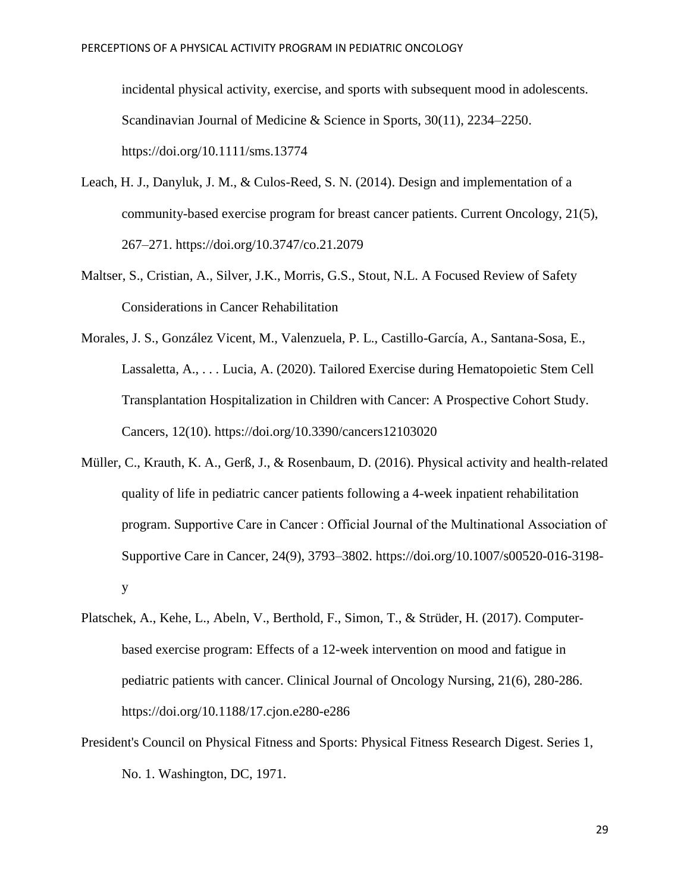incidental physical activity, exercise, and sports with subsequent mood in adolescents. Scandinavian Journal of Medicine & Science in Sports, 30(11), 2234–2250. https://doi.org/10.1111/sms.13774

Leach, H. J., Danyluk, J. M., & Culos-Reed, S. N. (2014). Design and implementation of a community-based exercise program for breast cancer patients. Current Oncology, 21(5), 267–271. https://doi.org/10.3747/co.21.2079

Maltser, S., Cristian, A., Silver, J.K., Morris, G.S., Stout, N.L. A Focused Review of Safety Considerations in Cancer Rehabilitation

Morales, J. S., González Vicent, M., Valenzuela, P. L., Castillo-García, A., Santana-Sosa, E., Lassaletta, A., . . . Lucia, A. (2020). Tailored Exercise during Hematopoietic Stem Cell Transplantation Hospitalization in Children with Cancer: A Prospective Cohort Study. Cancers, 12(10). https://doi.org/10.3390/cancers12103020

Müller, C., Krauth, K. A., Gerß, J., & Rosenbaum, D. (2016). Physical activity and health-related quality of life in pediatric cancer patients following a 4-week inpatient rehabilitation program. Supportive Care in Cancer : Official Journal of the Multinational Association of Supportive Care in Cancer, 24(9), 3793–3802. https://doi.org/10.1007/s00520-016-3198-y

Platschek, A., Kehe, L., Abeln, V., Berthold, F., Simon, T., & Strüder, H. (2017). Computer-based exercise program: Effects of a 12-week intervention on mood and fatigue in pediatric patients with cancer. Clinical Journal of Oncology Nursing, 21(6), 280-286. https://doi.org/10.1188/17.cjon.e280-e286

President's Council on Physical Fitness and Sports: Physical Fitness Research Digest. Series 1, No. 1. Washington, DC, 1971.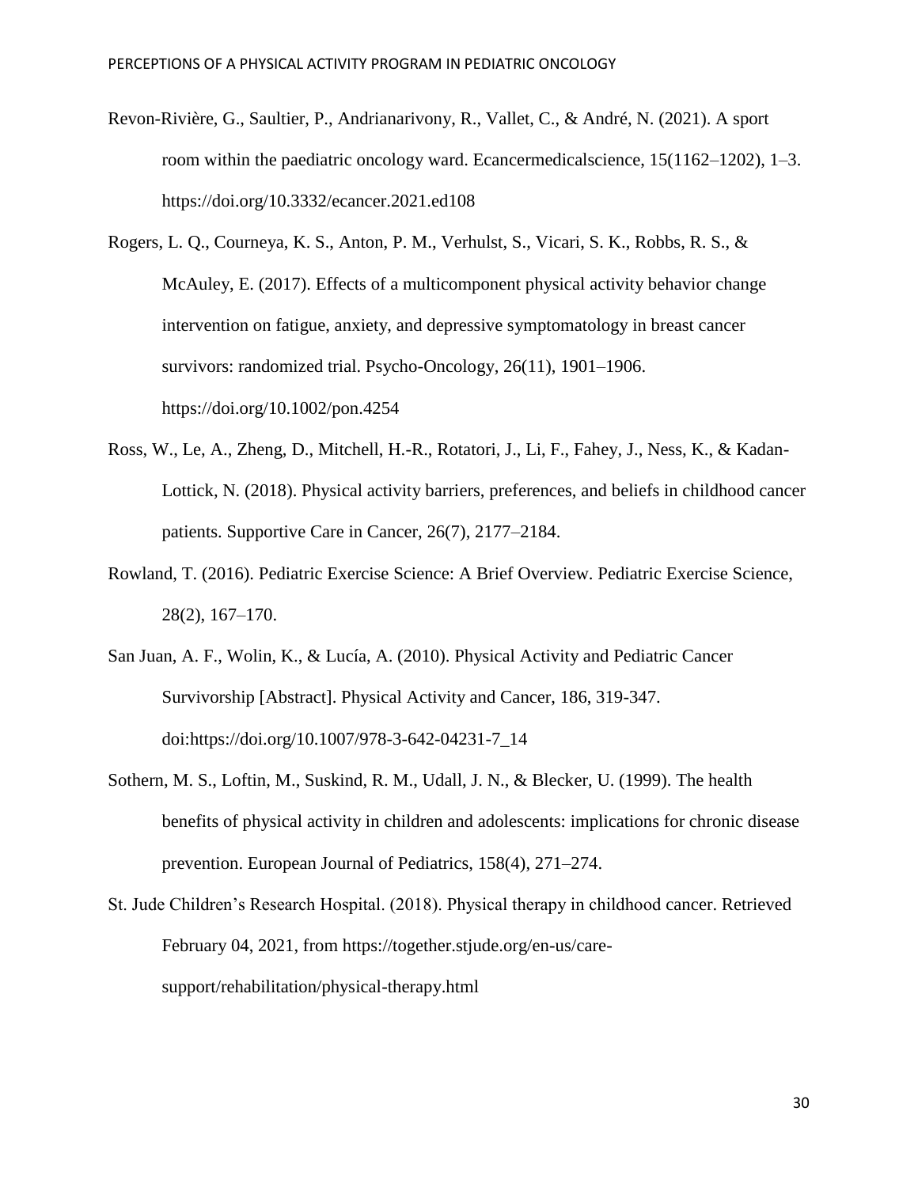Revon-Rivière, G., Saultier, P., Andrianarivony, R., Vallet, C., & André, N. (2021). A sport room within the paediatric oncology ward. Ecancermedicalscience, 15(1162–1202), 1–3. https://doi.org/10.3332/ecancer.2021.ed108

Rogers, L. Q., Courneya, K. S., Anton, P. M., Verhulst, S., Vicari, S. K., Robbs, R. S., & McAuley, E. (2017). Effects of a multicomponent physical activity behavior change intervention on fatigue, anxiety, and depressive symptomatology in breast cancer survivors: randomized trial. Psycho-Oncology, 26(11), 1901–1906. https://doi.org/10.1002/pon.4254

Ross, W., Le, A., Zheng, D., Mitchell, H.-R., Rotatori, J., Li, F., Fahey, J., Ness, K., & Kadan-Lottick, N. (2018). Physical activity barriers, preferences, and beliefs in childhood cancer patients. Supportive Care in Cancer, 26(7), 2177–2184.

Rowland, T. (2016). Pediatric Exercise Science: A Brief Overview. Pediatric Exercise Science, 28(2), 167–170.

San Juan, A. F., Wolin, K., & Lucía, A. (2010). Physical Activity and Pediatric Cancer Survivorship [Abstract]. Physical Activity and Cancer, 186, 319-347. doi:https://doi.org/10.1007/978-3-642-04231-7_14

Sothern, M. S., Loftin, M., Suskind, R. M., Udall, J. N., & Blecker, U. (1999). The health benefits of physical activity in children and adolescents: implications for chronic disease prevention. European Journal of Pediatrics, 158(4), 271–274.

St. Jude Children's Research Hospital. (2018). Physical therapy in childhood cancer. Retrieved February 04, 2021, from https://together.stjude.org/en-us/care-support/rehabilitation/physical-therapy.html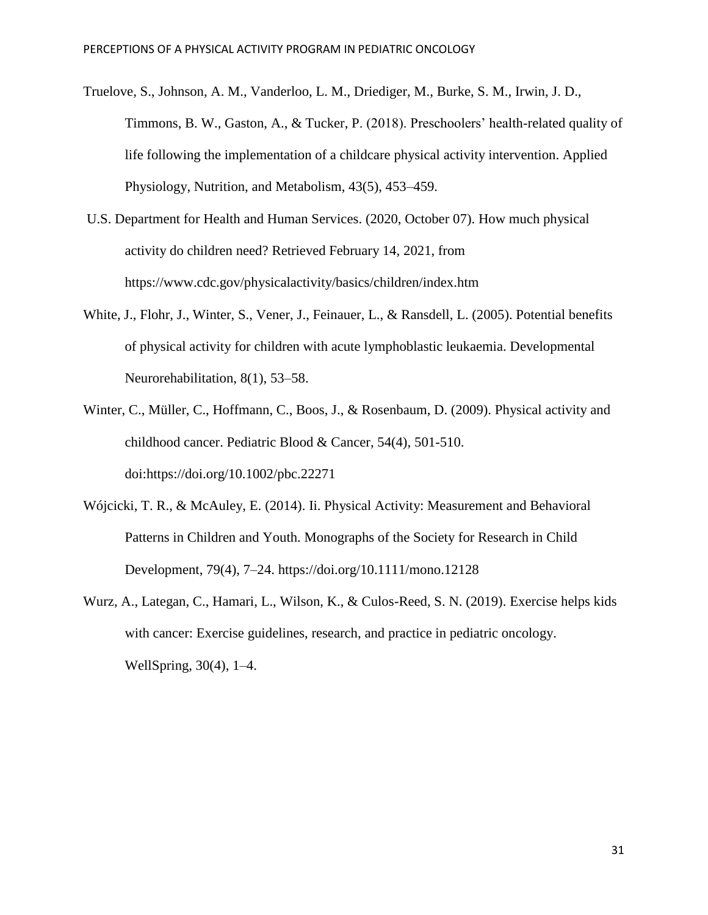Truelove, S., Johnson, A. M., Vanderloo, L. M., Driediger, M., Burke, S. M., Irwin, J. D., Timmons, B. W., Gaston, A., & Tucker, P. (2018). Preschoolers' health-related quality of life following the implementation of a childcare physical activity intervention. Applied Physiology, Nutrition, and Metabolism, 43(5), 453–459.

U.S. Department for Health and Human Services. (2020, October 07). How much physical activity do children need? Retrieved February 14, 2021, from https://www.cdc.gov/physicalactivity/basics/children/index.htm

White, J., Flohr, J., Winter, S., Vener, J., Feinauer, L., & Ransdell, L. (2005). Potential benefits of physical activity for children with acute lymphoblastic leukaemia. Developmental Neurorehabilitation, 8(1), 53–58.

Winter, C., Müller, C., Hoffmann, C., Boos, J., & Rosenbaum, D. (2009). Physical activity and childhood cancer. Pediatric Blood & Cancer, 54(4), 501-510. doi:https://doi.org/10.1002/pbc.22271

Wójcicki, T. R., & McAuley, E. (2014). Ii. Physical Activity: Measurement and Behavioral Patterns in Children and Youth. Monographs of the Society for Research in Child Development, 79(4), 7–24. https://doi.org/10.1111/mono.12128

Wurz, A., Lategan, C., Hamari, L., Wilson, K., & Culos-Reed, S. N. (2019). Exercise helps kids with cancer: Exercise guidelines, research, and practice in pediatric oncology. WellSpring, 30(4), 1–4.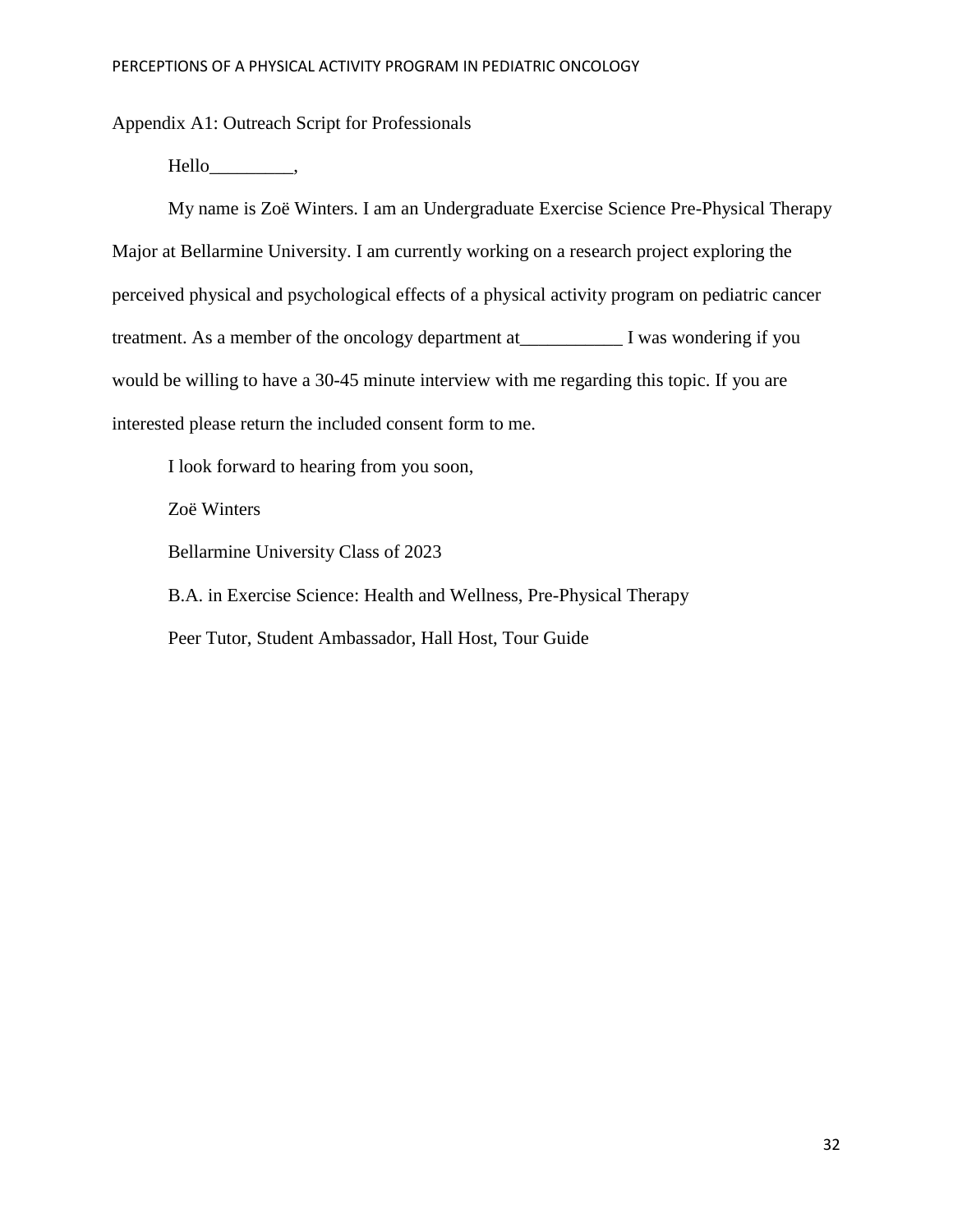Appendix A1: Outreach Script for Professionals

Hello_________,

My name is Zoë Winters. I am an Undergraduate Exercise Science Pre-Physical Therapy Major at Bellarmine University. I am currently working on a research project exploring the perceived physical and psychological effects of a physical activity program on pediatric cancer treatment. As a member of the oncology department at___________ I was wondering if you would be willing to have a 30-45 minute interview with me regarding this topic. If you are interested please return the included consent form to me.

I look forward to hearing from you soon,

Zoë Winters

Bellarmine University Class of 2023

B.A. in Exercise Science: Health and Wellness, Pre-Physical Therapy

Peer Tutor, Student Ambassador, Hall Host, Tour Guide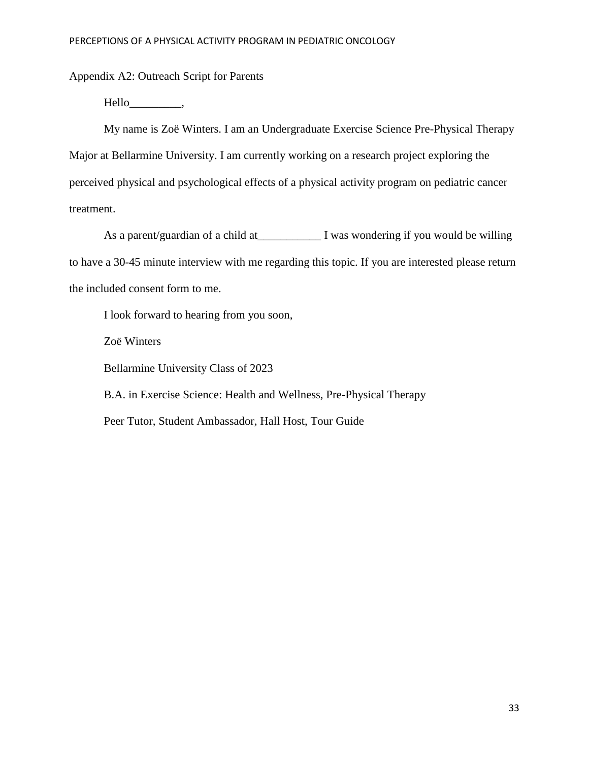Appendix A2: Outreach Script for Parents

Hello_________,

My name is Zoë Winters. I am an Undergraduate Exercise Science Pre-Physical Therapy Major at Bellarmine University. I am currently working on a research project exploring the perceived physical and psychological effects of a physical activity program on pediatric cancer treatment.

As a parent/guardian of a child at___________ I was wondering if you would be willing to have a 30-45 minute interview with me regarding this topic. If you are interested please return the included consent form to me.

I look forward to hearing from you soon,

Zoë Winters

Bellarmine University Class of 2023

B.A. in Exercise Science: Health and Wellness, Pre-Physical Therapy

Peer Tutor, Student Ambassador, Hall Host, Tour Guide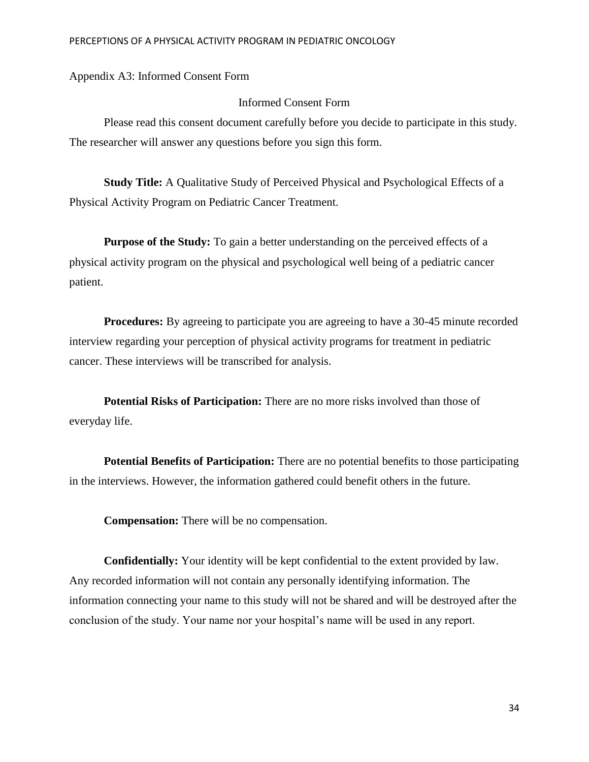Appendix A3: Informed Consent Form

# Informed Consent Form

Please read this consent document carefully before you decide to participate in this study. The researcher will answer any questions before you sign this form.

**Study Title:** A Qualitative Study of Perceived Physical and Psychological Effects of a Physical Activity Program on Pediatric Cancer Treatment.

**Purpose of the Study:** To gain a better understanding on the perceived effects of a physical activity program on the physical and psychological well being of a pediatric cancer patient.

**Procedures:** By agreeing to participate you are agreeing to have a 30-45 minute recorded interview regarding your perception of physical activity programs for treatment in pediatric cancer. These interviews will be transcribed for analysis.

**Potential Risks of Participation:** There are no more risks involved than those of everyday life.

**Potential Benefits of Participation:** There are no potential benefits to those participating in the interviews. However, the information gathered could benefit others in the future.

**Compensation:** There will be no compensation.

**Confidentially:** Your identity will be kept confidential to the extent provided by law. Any recorded information will not contain any personally identifying information. The information connecting your name to this study will not be shared and will be destroyed after the conclusion of the study. Your name nor your hospital's name will be used in any report.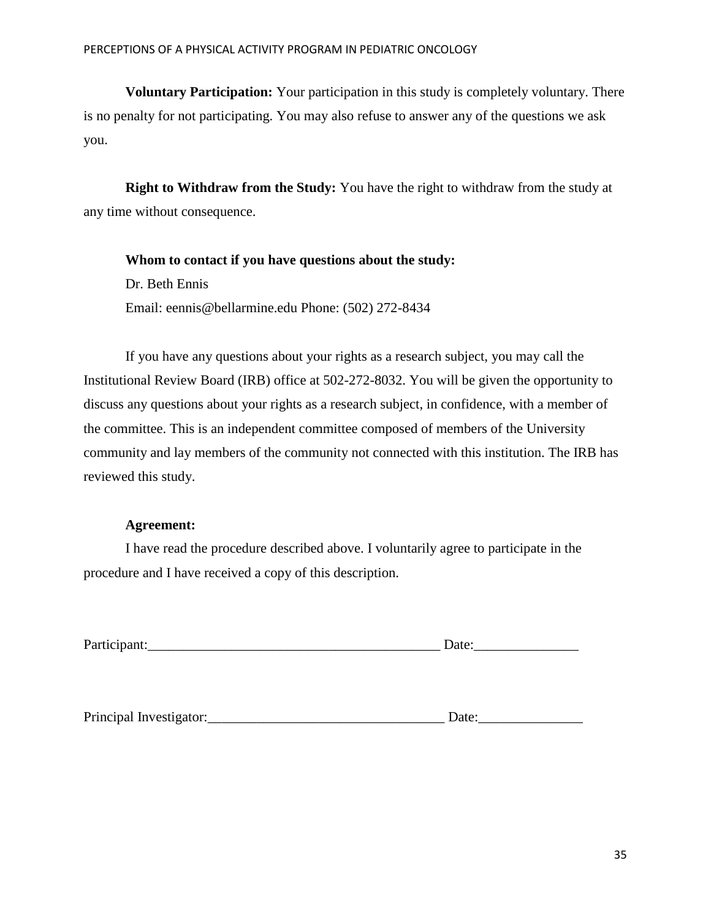**Voluntary Participation:** Your participation in this study is completely voluntary. There is no penalty for not participating. You may also refuse to answer any of the questions we ask you.

**Right to Withdraw from the Study:** You have the right to withdraw from the study at any time without consequence.

**Whom to contact if you have questions about the study:**

Dr. Beth Ennis

Email: eennis@bellarmine.edu Phone: (502) 272-8434

If you have any questions about your rights as a research subject, you may call the Institutional Review Board (IRB) office at 502-272-8032. You will be given the opportunity to discuss any questions about your rights as a research subject, in confidence, with a member of the committee. This is an independent committee composed of members of the University community and lay members of the community not connected with this institution. The IRB has reviewed this study.

**Agreement:**

I have read the procedure described above. I voluntarily agree to participate in the procedure and I have received a copy of this description.

Participant:__________________________________________ Date:_______________

Principal Investigator:__________________________________ Date:_______________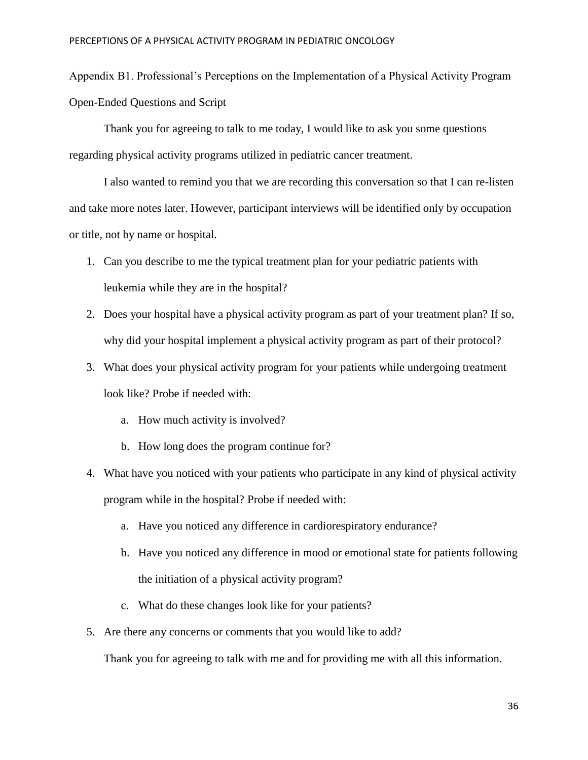Appendix B1. Professional's Perceptions on the Implementation of a Physical Activity Program Open-Ended Questions and Script

Thank you for agreeing to talk to me today, I would like to ask you some questions regarding physical activity programs utilized in pediatric cancer treatment.

I also wanted to remind you that we are recording this conversation so that I can re-listen and take more notes later. However, participant interviews will be identified only by occupation or title, not by name or hospital.

1. Can you describe to me the typical treatment plan for your pediatric patients with leukemia while they are in the hospital?
2. Does your hospital have a physical activity program as part of your treatment plan? If so, why did your hospital implement a physical activity program as part of their protocol?
3. What does your physical activity program for your patients while undergoing treatment look like? Probe if needed with:
   a. How much activity is involved?
   b. How long does the program continue for?
4. What have you noticed with your patients who participate in any kind of physical activity program while in the hospital? Probe if needed with:
   a. Have you noticed any difference in cardiorespiratory endurance?
   b. Have you noticed any difference in mood or emotional state for patients following the initiation of a physical activity program?
   c. What do these changes look like for your patients?
5. Are there any concerns or comments that you would like to add?

   Thank you for agreeing to talk with me and for providing me with all this information.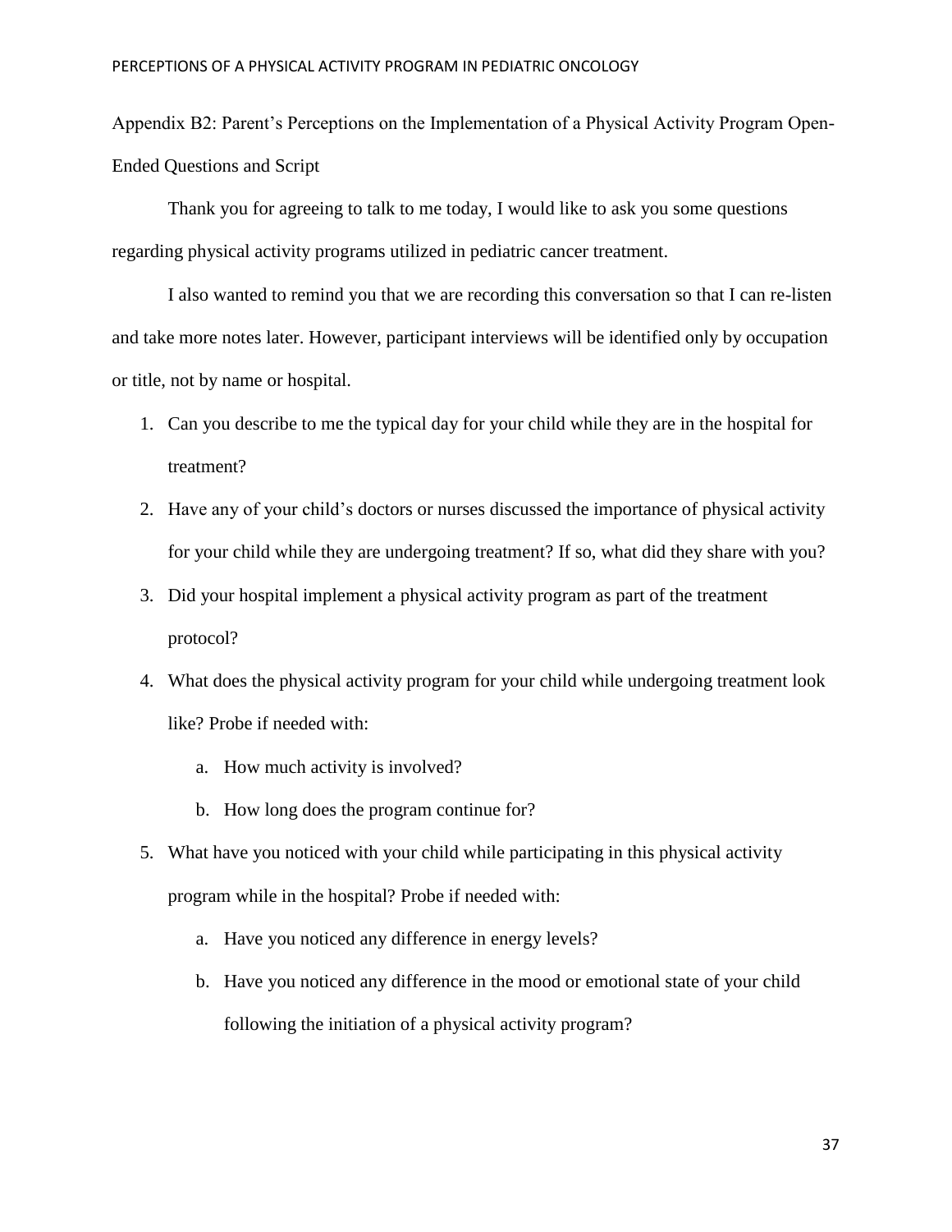Appendix B2: Parent's Perceptions on the Implementation of a Physical Activity Program Open-Ended Questions and Script

Thank you for agreeing to talk to me today, I would like to ask you some questions regarding physical activity programs utilized in pediatric cancer treatment.

I also wanted to remind you that we are recording this conversation so that I can re-listen and take more notes later. However, participant interviews will be identified only by occupation or title, not by name or hospital.

1. Can you describe to me the typical day for your child while they are in the hospital for treatment?
2. Have any of your child's doctors or nurses discussed the importance of physical activity for your child while they are undergoing treatment? If so, what did they share with you?
3. Did your hospital implement a physical activity program as part of the treatment protocol?
4. What does the physical activity program for your child while undergoing treatment look like? Probe if needed with:
   a. How much activity is involved?
   b. How long does the program continue for?
5. What have you noticed with your child while participating in this physical activity program while in the hospital? Probe if needed with:
   a. Have you noticed any difference in energy levels?
   b. Have you noticed any difference in the mood or emotional state of your child following the initiation of a physical activity program?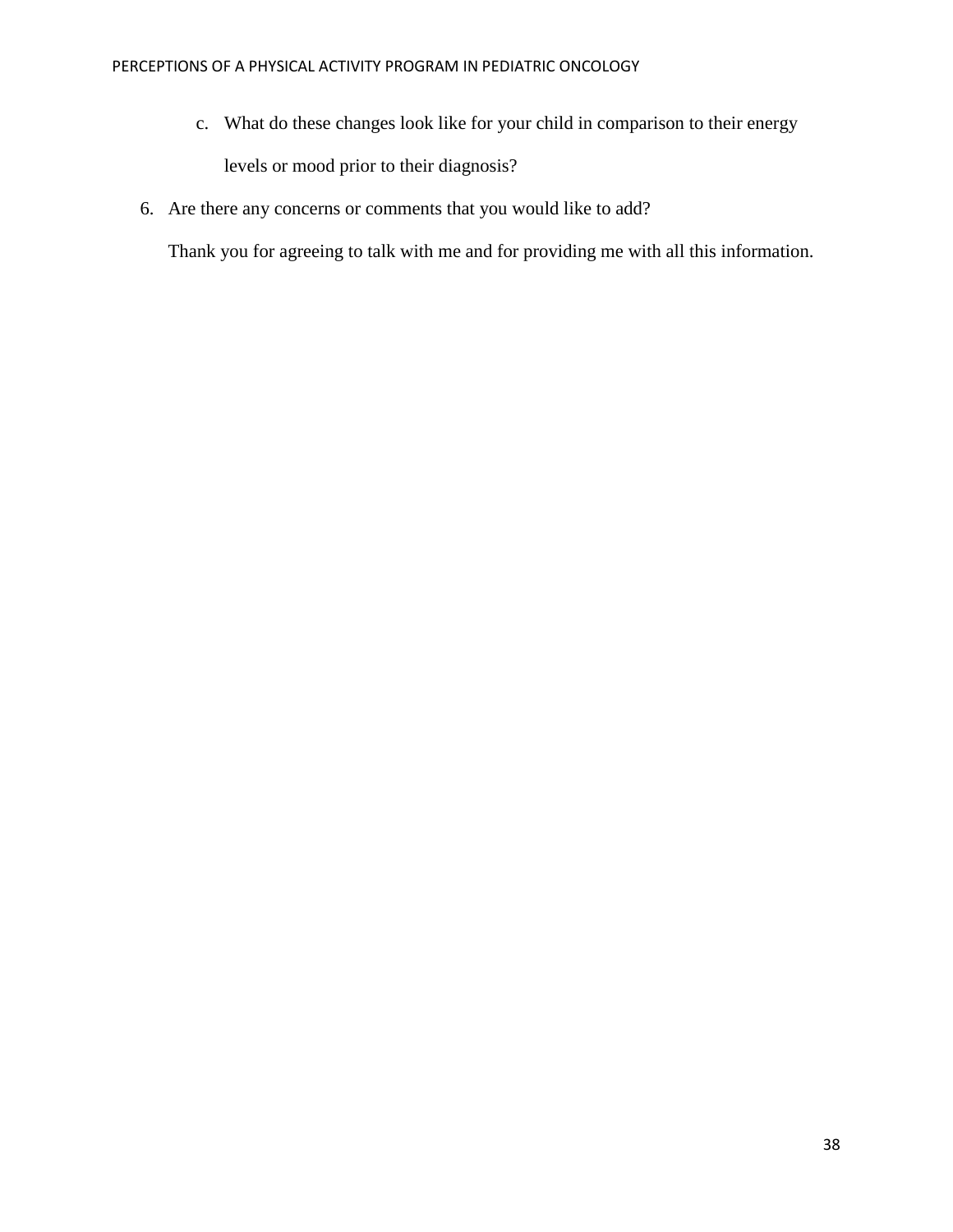c. What do these changes look like for your child in comparison to their energy levels or mood prior to their diagnosis?

6. Are there any concerns or comments that you would like to add?

   Thank you for agreeing to talk with me and for providing me with all this information.